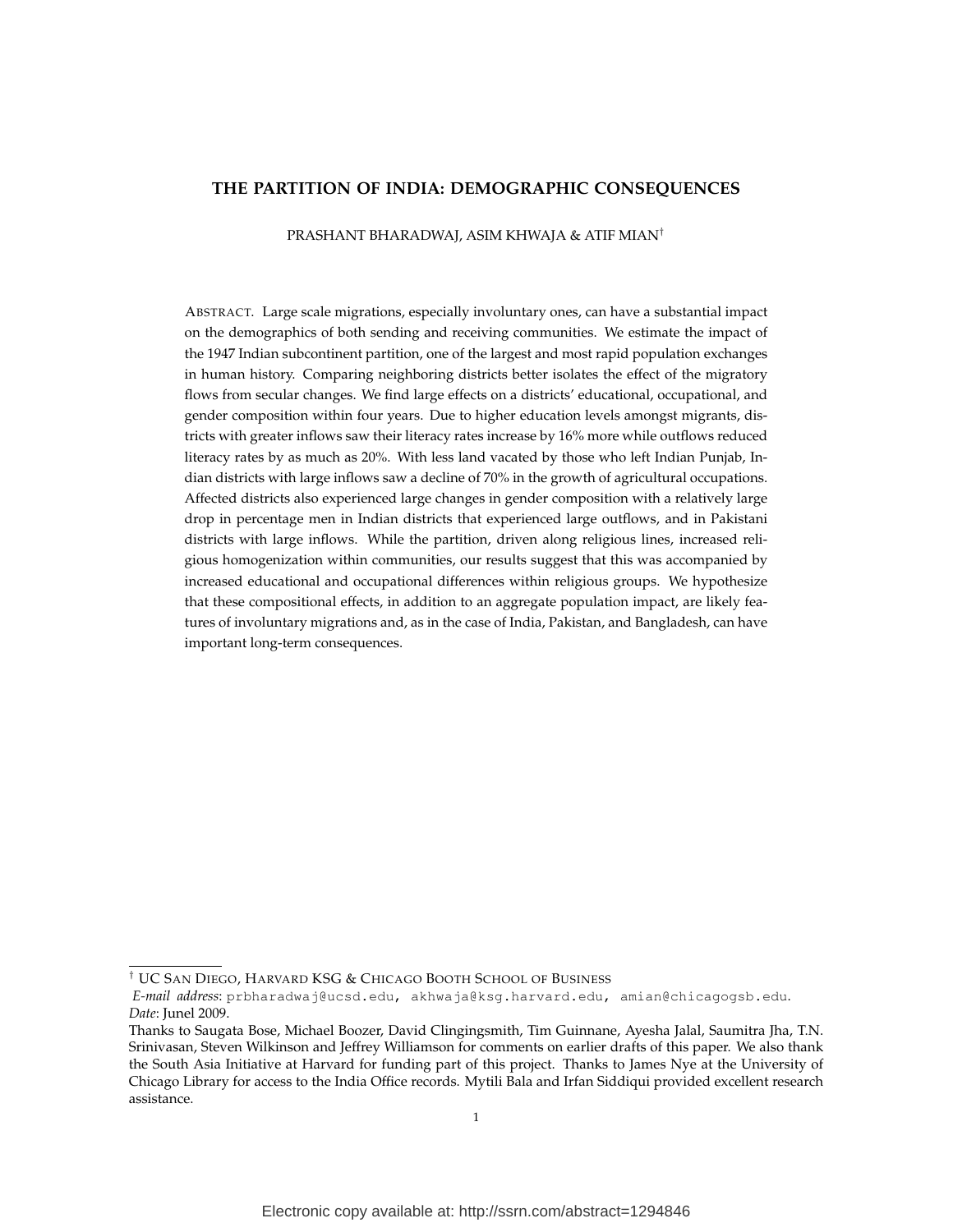# THE PARTITION OF INDIA: DEMOGRAPHIC CONSEQUENCES

PRASHANT BHARADWAJ, ASIM KHWAJA & ATIF MIAN[†]

ABSTRACT. Large scale migrations, especially involuntary ones, can have a substantial impact on the demographics of both sending and receiving communities. We estimate the impact of the 1947 Indian subcontinent partition, one of the largest and most rapid population exchanges in human history. Comparing neighboring districts better isolates the effect of the migratory flows from secular changes. We find large effects on a districts' educational, occupational, and gender composition within four years. Due to higher education levels amongst migrants, districts with greater inflows saw their literacy rates increase by 16% more while outflows reduced literacy rates by as much as 20%. With less land vacated by those who left Indian Punjab, Indian districts with large inflows saw a decline of 70% in the growth of agricultural occupations. Affected districts also experienced large changes in gender composition with a relatively large drop in percentage men in Indian districts that experienced large outflows, and in Pakistani districts with large inflows. While the partition, driven along religious lines, increased religious homogenization within communities, our results suggest that this was accompanied by increased educational and occupational differences within religious groups. We hypothesize that these compositional effects, in addition to an aggregate population impact, are likely features of involuntary migrations and, as in the case of India, Pakistan, and Bangladesh, can have important long-term consequences.

---

[†] UC SAN DIEGO, HARVARD KSG & CHICAGO BOOTH SCHOOL OF BUSINESS

*E-mail address*: prbharadwaj@ucsd.edu, akhwaja@ksg.harvard.edu, amian@chicagogsb.edu.

*Date*: Junel 2009.

Thanks to Saugata Bose, Michael Boozer, David Clingingsmith, Tim Guinnane, Ayesha Jalal, Saumitra Jha, T.N. Srinivasan, Steven Wilkinson and Jeffrey Williamson for comments on earlier drafts of this paper. We also thank the South Asia Initiative at Harvard for funding part of this project. Thanks to James Nye at the University of Chicago Library for access to the India Office records. Mytili Bala and Irfan Siddiqui provided excellent research assistance.

Electronic copy available at: http://ssrn.com/abstract=1294846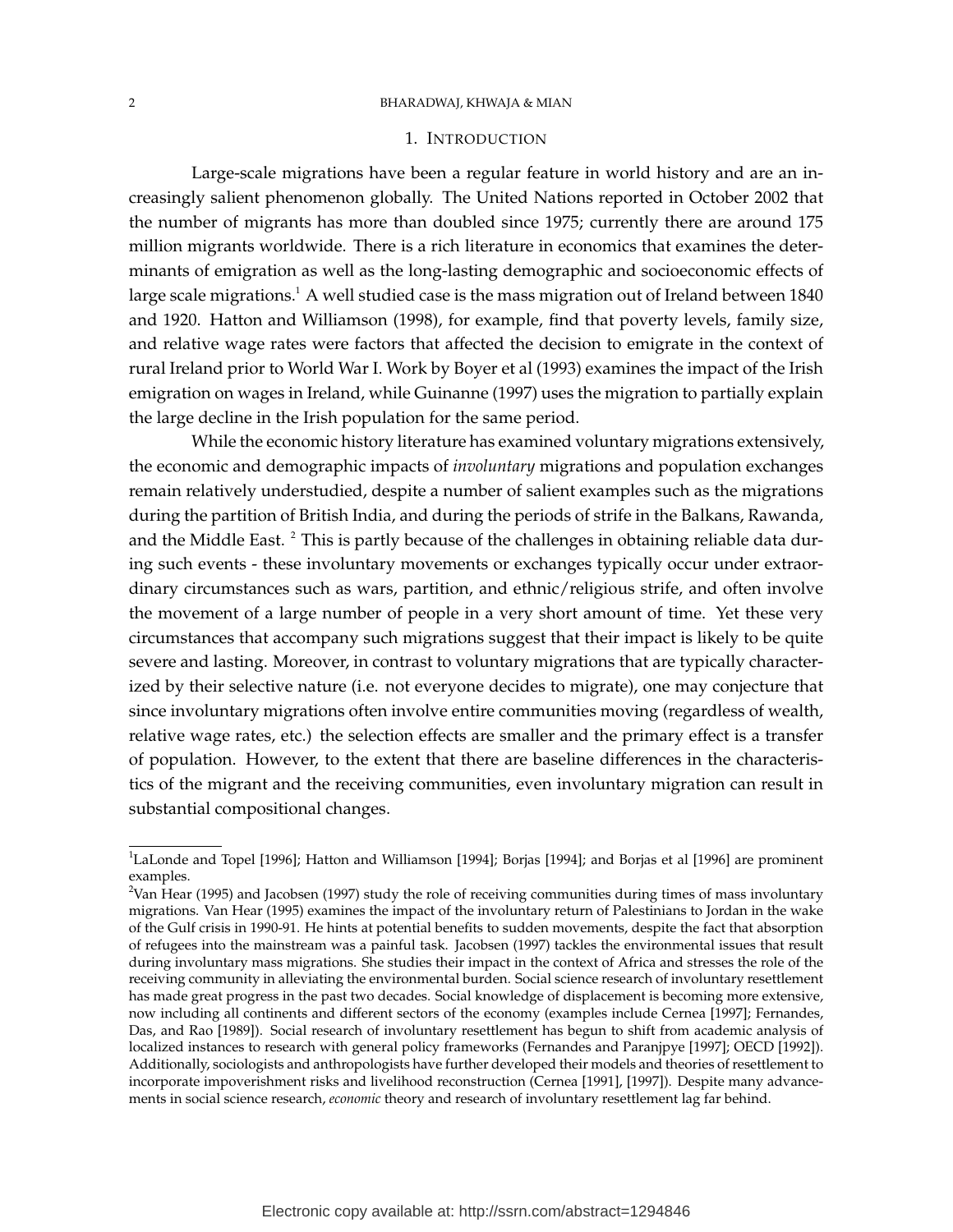## 1. Introduction

Large-scale migrations have been a regular feature in world history and are an increasingly salient phenomenon globally. The United Nations reported in October 2002 that the number of migrants has more than doubled since 1975; currently there are around 175 million migrants worldwide. There is a rich literature in economics that examines the determinants of emigration as well as the long-lasting demographic and socioeconomic effects of large scale migrations.[1] A well studied case is the mass migration out of Ireland between 1840 and 1920. Hatton and Williamson (1998), for example, find that poverty levels, family size, and relative wage rates were factors that affected the decision to emigrate in the context of rural Ireland prior to World War I. Work by Boyer et al (1993) examines the impact of the Irish emigration on wages in Ireland, while Guinanne (1997) uses the migration to partially explain the large decline in the Irish population for the same period.

While the economic history literature has examined voluntary migrations extensively, the economic and demographic impacts of *involuntary* migrations and population exchanges remain relatively understudied, despite a number of salient examples such as the migrations during the partition of British India, and during the periods of strife in the Balkans, Rawanda, and the Middle East. [2] This is partly because of the challenges in obtaining reliable data during such events - these involuntary movements or exchanges typically occur under extraordinary circumstances such as wars, partition, and ethnic/religious strife, and often involve the movement of a large number of people in a very short amount of time. Yet these very circumstances that accompany such migrations suggest that their impact is likely to be quite severe and lasting. Moreover, in contrast to voluntary migrations that are typically characterized by their selective nature (i.e. not everyone decides to migrate), one may conjecture that since involuntary migrations often involve entire communities moving (regardless of wealth, relative wage rates, etc.) the selection effects are smaller and the primary effect is a transfer of population. However, to the extent that there are baseline differences in the characteristics of the migrant and the receiving communities, even involuntary migration can result in substantial compositional changes.

[1] LaLonde and Topel [1996]; Hatton and Williamson [1994]; Borjas [1994]; and Borjas et al [1996] are prominent examples.

[2] Van Hear (1995) and Jacobsen (1997) study the role of receiving communities during times of mass involuntary migrations. Van Hear (1995) examines the impact of the involuntary return of Palestinians to Jordan in the wake of the Gulf crisis in 1990-91. He hints at potential benefits to sudden movements, despite the fact that absorption of refugees into the mainstream was a painful task. Jacobsen (1997) tackles the environmental issues that result during involuntary mass migrations. She studies their impact in the context of Africa and stresses the role of the receiving community in alleviating the environmental burden. Social science research of involuntary resettlement has made great progress in the past two decades. Social knowledge of displacement is becoming more extensive, now including all continents and different sectors of the economy (examples include Cernea [1997]; Fernandes, Das, and Rao [1989]). Social research of involuntary resettlement has begun to shift from academic analysis of localized instances to research with general policy frameworks (Fernandes and Paranjpye [1997]; OECD [1992]). Additionally, sociologists and anthropologists have further developed their models and theories of resettlement to incorporate impoverishment risks and livelihood reconstruction (Cernea [1991], [1997]). Despite many advancements in social science research, *economic* theory and research of involuntary resettlement lag far behind.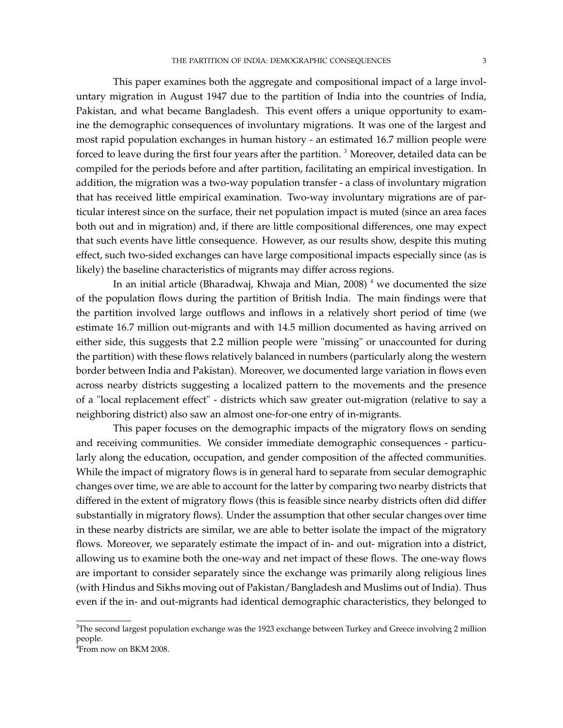This paper examines both the aggregate and compositional impact of a large involuntary migration in August 1947 due to the partition of India into the countries of India, Pakistan, and what became Bangladesh. This event offers a unique opportunity to examine the demographic consequences of involuntary migrations. It was one of the largest and most rapid population exchanges in human history - an estimated 16.7 million people were forced to leave during the first four years after the partition. [3] Moreover, detailed data can be compiled for the periods before and after partition, facilitating an empirical investigation. In addition, the migration was a two-way population transfer - a class of involuntary migration that has received little empirical examination. Two-way involuntary migrations are of particular interest since on the surface, their net population impact is muted (since an area faces both out and in migration) and, if there are little compositional differences, one may expect that such events have little consequence. However, as our results show, despite this muting effect, such two-sided exchanges can have large compositional impacts especially since (as is likely) the baseline characteristics of migrants may differ across regions.

In an initial article (Bharadwaj, Khwaja and Mian, 2008) [4] we documented the size of the population flows during the partition of British India. The main findings were that the partition involved large outflows and inflows in a relatively short period of time (we estimate 16.7 million out-migrants and with 14.5 million documented as having arrived on either side, this suggests that 2.2 million people were "missing" or unaccounted for during the partition) with these flows relatively balanced in numbers (particularly along the western border between India and Pakistan). Moreover, we documented large variation in flows even across nearby districts suggesting a localized pattern to the movements and the presence of a "local replacement effect" - districts which saw greater out-migration (relative to say a neighboring district) also saw an almost one-for-one entry of in-migrants.

This paper focuses on the demographic impacts of the migratory flows on sending and receiving communities. We consider immediate demographic consequences - particularly along the education, occupation, and gender composition of the affected communities. While the impact of migratory flows is in general hard to separate from secular demographic changes over time, we are able to account for the latter by comparing two nearby districts that differed in the extent of migratory flows (this is feasible since nearby districts often did differ substantially in migratory flows). Under the assumption that other secular changes over time in these nearby districts are similar, we are able to better isolate the impact of the migratory flows. Moreover, we separately estimate the impact of in- and out- migration into a district, allowing us to examine both the one-way and net impact of these flows. The one-way flows are important to consider separately since the exchange was primarily along religious lines (with Hindus and Sikhs moving out of Pakistan/Bangladesh and Muslims out of India). Thus even if the in- and out-migrants had identical demographic characteristics, they belonged to

[3] The second largest population exchange was the 1923 exchange between Turkey and Greece involving 2 million people.

[4] From now on BKM 2008.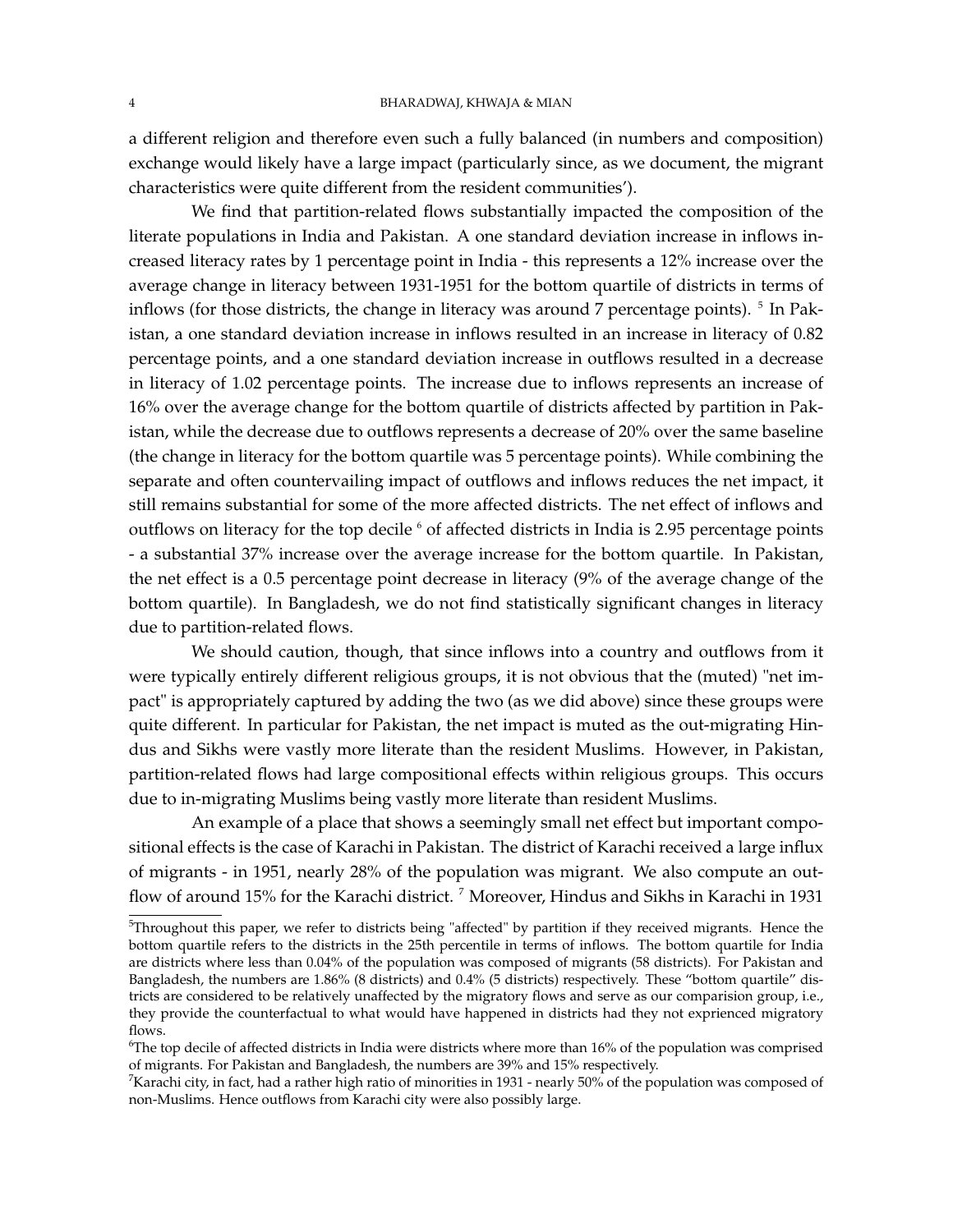a different religion and therefore even such a fully balanced (in numbers and composition) exchange would likely have a large impact (particularly since, as we document, the migrant characteristics were quite different from the resident communities').

We find that partition-related flows substantially impacted the composition of the literate populations in India and Pakistan. A one standard deviation increase in inflows increased literacy rates by 1 percentage point in India - this represents a 12% increase over the average change in literacy between 1931-1951 for the bottom quartile of districts in terms of inflows (for those districts, the change in literacy was around 7 percentage points). [5] In Pakistan, a one standard deviation increase in inflows resulted in an increase in literacy of 0.82 percentage points, and a one standard deviation increase in outflows resulted in a decrease in literacy of 1.02 percentage points. The increase due to inflows represents an increase of 16% over the average change for the bottom quartile of districts affected by partition in Pakistan, while the decrease due to outflows represents a decrease of 20% over the same baseline (the change in literacy for the bottom quartile was 5 percentage points). While combining the separate and often countervailing impact of outflows and inflows reduces the net impact, it still remains substantial for some of the more affected districts. The net effect of inflows and outflows on literacy for the top decile [6] of affected districts in India is 2.95 percentage points - a substantial 37% increase over the average increase for the bottom quartile. In Pakistan, the net effect is a 0.5 percentage point decrease in literacy (9% of the average change of the bottom quartile). In Bangladesh, we do not find statistically significant changes in literacy due to partition-related flows.

We should caution, though, that since inflows into a country and outflows from it were typically entirely different religious groups, it is not obvious that the (muted) "net impact" is appropriately captured by adding the two (as we did above) since these groups were quite different. In particular for Pakistan, the net impact is muted as the out-migrating Hindus and Sikhs were vastly more literate than the resident Muslims. However, in Pakistan, partition-related flows had large compositional effects within religious groups. This occurs due to in-migrating Muslims being vastly more literate than resident Muslims.

An example of a place that shows a seemingly small net effect but important compositional effects is the case of Karachi in Pakistan. The district of Karachi received a large influx of migrants - in 1951, nearly 28% of the population was migrant. We also compute an outflow of around 15% for the Karachi district. [7] Moreover, Hindus and Sikhs in Karachi in 1931

---

[5] Throughout this paper, we refer to districts being "affected" by partition if they received migrants. Hence the bottom quartile refers to the districts in the 25th percentile in terms of inflows. The bottom quartile for India are districts where less than 0.04% of the population was composed of migrants (58 districts). For Pakistan and Bangladesh, the numbers are 1.86% (8 districts) and 0.4% (5 districts) respectively. These "bottom quartile" districts are considered to be relatively unaffected by the migratory flows and serve as our comparision group, i.e., they provide the counterfactual to what would have happened in districts had they not exprienced migratory flows.

[6] The top decile of affected districts in India were districts where more than 16% of the population was comprised of migrants. For Pakistan and Bangladesh, the numbers are 39% and 15% respectively.

[7] Karachi city, in fact, had a rather high ratio of minorities in 1931 - nearly 50% of the population was composed of non-Muslims. Hence outflows from Karachi city were also possibly large.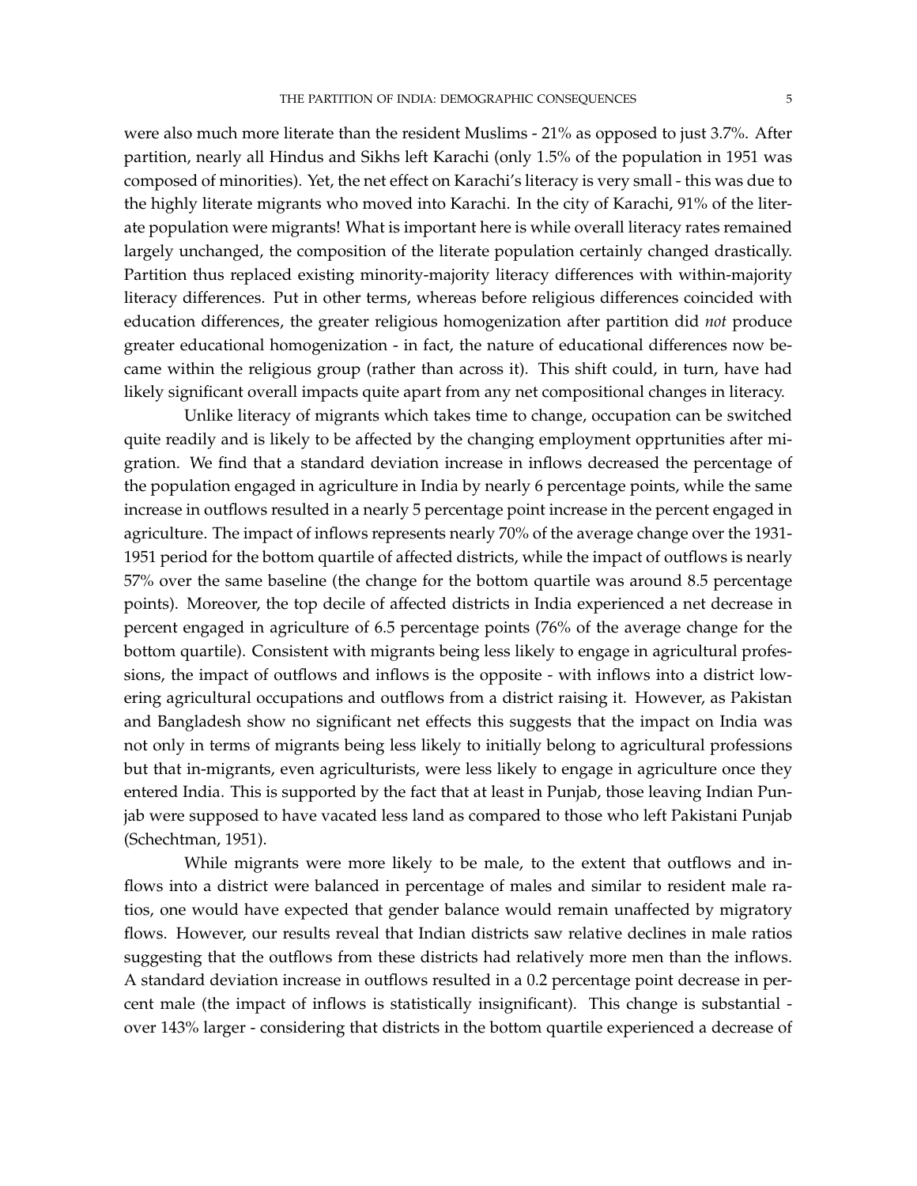were also much more literate than the resident Muslims - 21% as opposed to just 3.7%. After partition, nearly all Hindus and Sikhs left Karachi (only 1.5% of the population in 1951 was composed of minorities). Yet, the net effect on Karachi's literacy is very small - this was due to the highly literate migrants who moved into Karachi. In the city of Karachi, 91% of the literate population were migrants! What is important here is while overall literacy rates remained largely unchanged, the composition of the literate population certainly changed drastically. Partition thus replaced existing minority-majority literacy differences with within-majority literacy differences. Put in other terms, whereas before religious differences coincided with education differences, the greater religious homogenization after partition did *not* produce greater educational homogenization - in fact, the nature of educational differences now became within the religious group (rather than across it). This shift could, in turn, have had likely significant overall impacts quite apart from any net compositional changes in literacy.

Unlike literacy of migrants which takes time to change, occupation can be switched quite readily and is likely to be affected by the changing employment opprtunities after migration. We find that a standard deviation increase in inflows decreased the percentage of the population engaged in agriculture in India by nearly 6 percentage points, while the same increase in outflows resulted in a nearly 5 percentage point increase in the percent engaged in agriculture. The impact of inflows represents nearly 70% of the average change over the 1931-1951 period for the bottom quartile of affected districts, while the impact of outflows is nearly 57% over the same baseline (the change for the bottom quartile was around 8.5 percentage points). Moreover, the top decile of affected districts in India experienced a net decrease in percent engaged in agriculture of 6.5 percentage points (76% of the average change for the bottom quartile). Consistent with migrants being less likely to engage in agricultural professions, the impact of outflows and inflows is the opposite - with inflows into a district lowering agricultural occupations and outflows from a district raising it. However, as Pakistan and Bangladesh show no significant net effects this suggests that the impact on India was not only in terms of migrants being less likely to initially belong to agricultural professions but that in-migrants, even agriculturists, were less likely to engage in agriculture once they entered India. This is supported by the fact that at least in Punjab, those leaving Indian Punjab were supposed to have vacated less land as compared to those who left Pakistani Punjab (Schechtman, 1951).

While migrants were more likely to be male, to the extent that outflows and inflows into a district were balanced in percentage of males and similar to resident male ratios, one would have expected that gender balance would remain unaffected by migratory flows. However, our results reveal that Indian districts saw relative declines in male ratios suggesting that the outflows from these districts had relatively more men than the inflows. A standard deviation increase in outflows resulted in a 0.2 percentage point decrease in percent male (the impact of inflows is statistically insignificant). This change is substantial - over 143% larger - considering that districts in the bottom quartile experienced a decrease of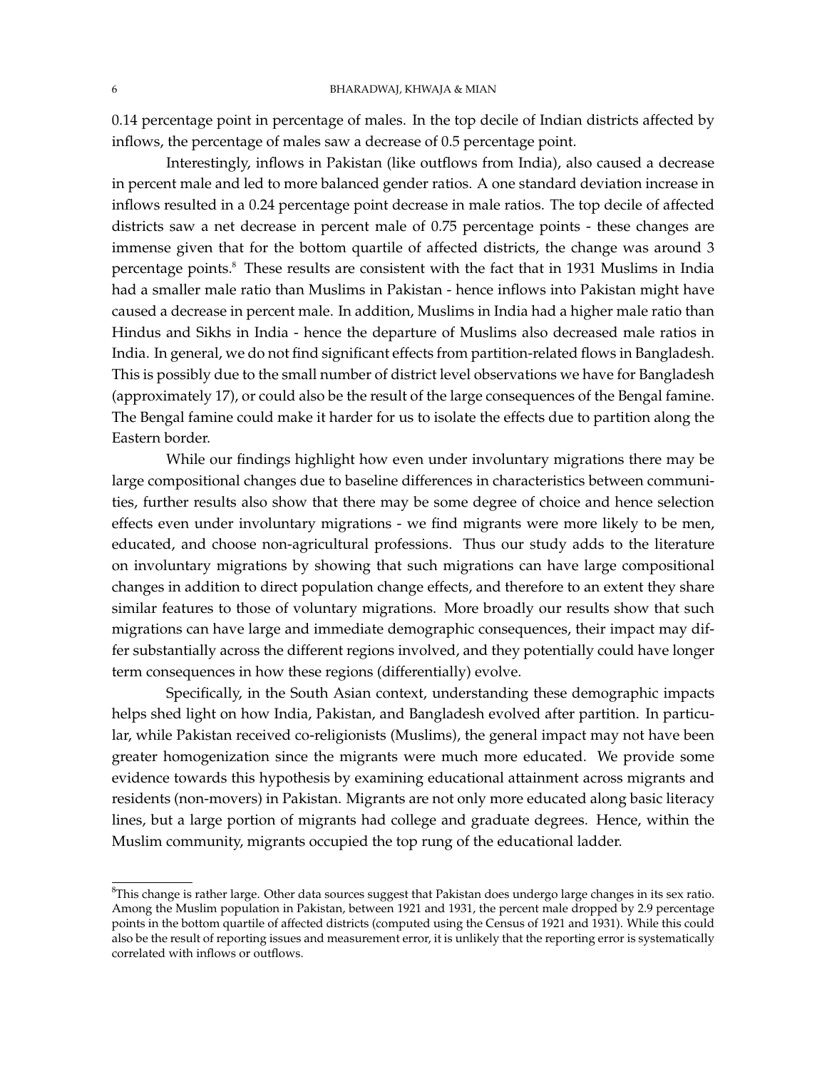0.14 percentage point in percentage of males. In the top decile of Indian districts affected by inflows, the percentage of males saw a decrease of 0.5 percentage point.

Interestingly, inflows in Pakistan (like outflows from India), also caused a decrease in percent male and led to more balanced gender ratios. A one standard deviation increase in inflows resulted in a 0.24 percentage point decrease in male ratios. The top decile of affected districts saw a net decrease in percent male of 0.75 percentage points - these changes are immense given that for the bottom quartile of affected districts, the change was around 3 percentage points.[8] These results are consistent with the fact that in 1931 Muslims in India had a smaller male ratio than Muslims in Pakistan - hence inflows into Pakistan might have caused a decrease in percent male. In addition, Muslims in India had a higher male ratio than Hindus and Sikhs in India - hence the departure of Muslims also decreased male ratios in India. In general, we do not find significant effects from partition-related flows in Bangladesh. This is possibly due to the small number of district level observations we have for Bangladesh (approximately 17), or could also be the result of the large consequences of the Bengal famine. The Bengal famine could make it harder for us to isolate the effects due to partition along the Eastern border.

While our findings highlight how even under involuntary migrations there may be large compositional changes due to baseline differences in characteristics between communities, further results also show that there may be some degree of choice and hence selection effects even under involuntary migrations - we find migrants were more likely to be men, educated, and choose non-agricultural professions. Thus our study adds to the literature on involuntary migrations by showing that such migrations can have large compositional changes in addition to direct population change effects, and therefore to an extent they share similar features to those of voluntary migrations. More broadly our results show that such migrations can have large and immediate demographic consequences, their impact may differ substantially across the different regions involved, and they potentially could have longer term consequences in how these regions (differentially) evolve.

Specifically, in the South Asian context, understanding these demographic impacts helps shed light on how India, Pakistan, and Bangladesh evolved after partition. In particular, while Pakistan received co-religionists (Muslims), the general impact may not have been greater homogenization since the migrants were much more educated. We provide some evidence towards this hypothesis by examining educational attainment across migrants and residents (non-movers) in Pakistan. Migrants are not only more educated along basic literacy lines, but a large portion of migrants had college and graduate degrees. Hence, within the Muslim community, migrants occupied the top rung of the educational ladder.

[8] This change is rather large. Other data sources suggest that Pakistan does undergo large changes in its sex ratio. Among the Muslim population in Pakistan, between 1921 and 1931, the percent male dropped by 2.9 percentage points in the bottom quartile of affected districts (computed using the Census of 1921 and 1931). While this could also be the result of reporting issues and measurement error, it is unlikely that the reporting error is systematically correlated with inflows or outflows.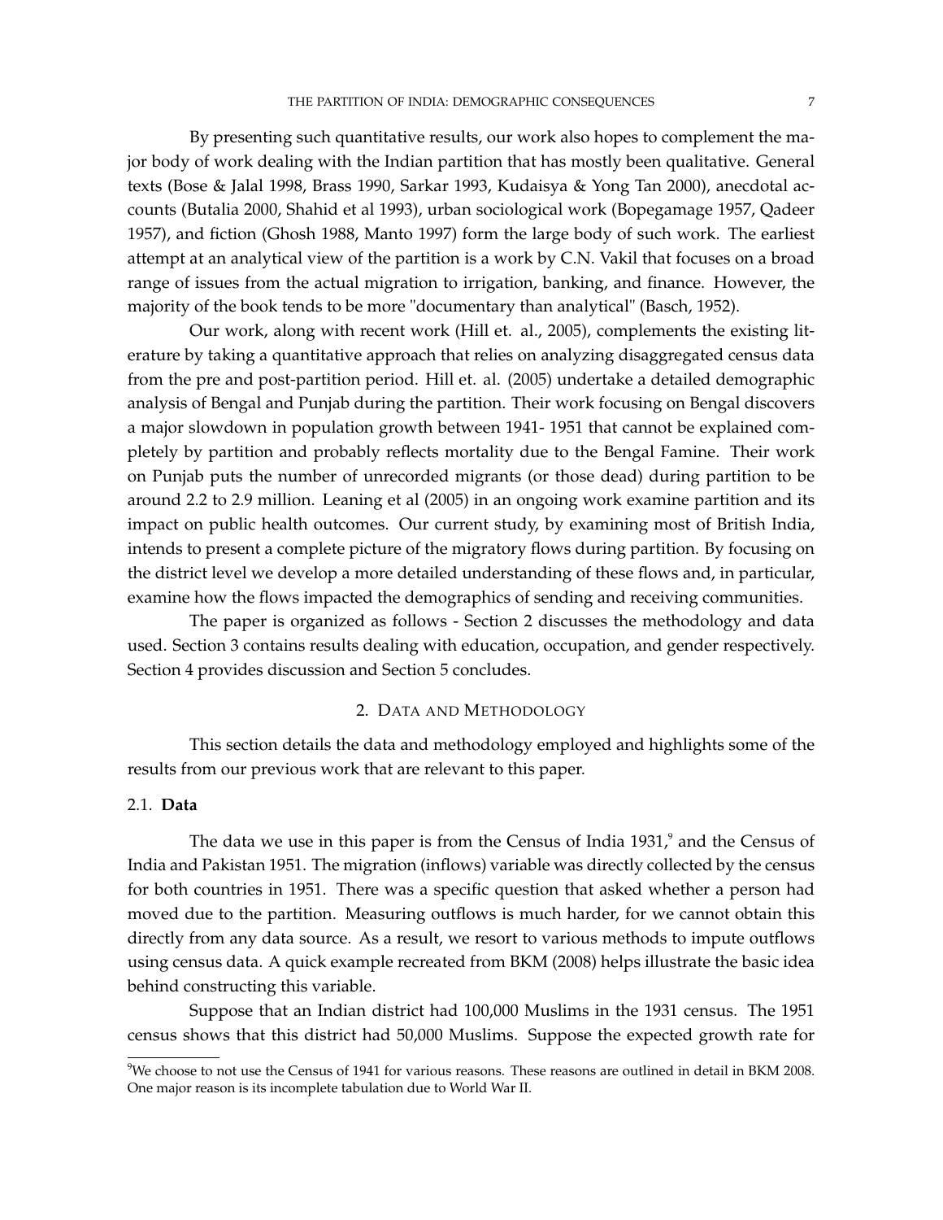By presenting such quantitative results, our work also hopes to complement the major body of work dealing with the Indian partition that has mostly been qualitative. General texts (Bose & Jalal 1998, Brass 1990, Sarkar 1993, Kudaisya & Yong Tan 2000), anecdotal accounts (Butalia 2000, Shahid et al 1993), urban sociological work (Bopegamage 1957, Qadeer 1957), and fiction (Ghosh 1988, Manto 1997) form the large body of such work. The earliest attempt at an analytical view of the partition is a work by C.N. Vakil that focuses on a broad range of issues from the actual migration to irrigation, banking, and finance. However, the majority of the book tends to be more "documentary than analytical" (Basch, 1952).

Our work, along with recent work (Hill et. al., 2005), complements the existing literature by taking a quantitative approach that relies on analyzing disaggregated census data from the pre and post-partition period. Hill et. al. (2005) undertake a detailed demographic analysis of Bengal and Punjab during the partition. Their work focusing on Bengal discovers a major slowdown in population growth between 1941- 1951 that cannot be explained completely by partition and probably reflects mortality due to the Bengal Famine. Their work on Punjab puts the number of unrecorded migrants (or those dead) during partition to be around 2.2 to 2.9 million. Leaning et al (2005) in an ongoing work examine partition and its impact on public health outcomes. Our current study, by examining most of British India, intends to present a complete picture of the migratory flows during partition. By focusing on the district level we develop a more detailed understanding of these flows and, in particular, examine how the flows impacted the demographics of sending and receiving communities.

The paper is organized as follows - Section 2 discusses the methodology and data used. Section 3 contains results dealing with education, occupation, and gender respectively. Section 4 provides discussion and Section 5 concludes.

## 2. Data and Methodology

This section details the data and methodology employed and highlights some of the results from our previous work that are relevant to this paper.

### 2.1. **Data**

The data we use in this paper is from the Census of India 1931,[9] and the Census of India and Pakistan 1951. The migration (inflows) variable was directly collected by the census for both countries in 1951. There was a specific question that asked whether a person had moved due to the partition. Measuring outflows is much harder, for we cannot obtain this directly from any data source. As a result, we resort to various methods to impute outflows using census data. A quick example recreated from BKM (2008) helps illustrate the basic idea behind constructing this variable.

Suppose that an Indian district had 100,000 Muslims in the 1931 census. The 1951 census shows that this district had 50,000 Muslims. Suppose the expected growth rate for

[9] We choose to not use the Census of 1941 for various reasons. These reasons are outlined in detail in BKM 2008. One major reason is its incomplete tabulation due to World War II.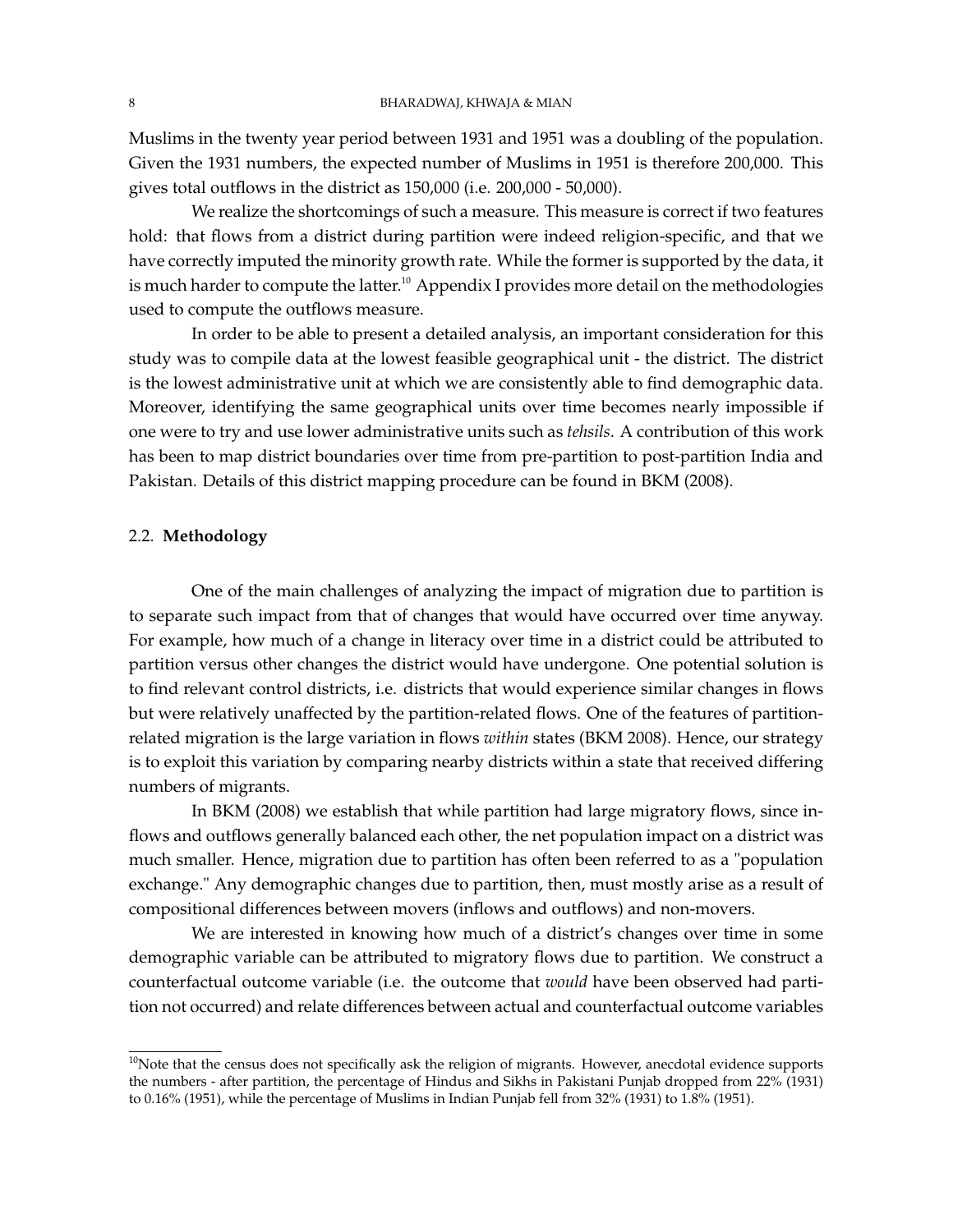Muslims in the twenty year period between 1931 and 1951 was a doubling of the population. Given the 1931 numbers, the expected number of Muslims in 1951 is therefore 200,000. This gives total outflows in the district as 150,000 (i.e. 200,000 - 50,000).

We realize the shortcomings of such a measure. This measure is correct if two features hold: that flows from a district during partition were indeed religion-specific, and that we have correctly imputed the minority growth rate. While the former is supported by the data, it is much harder to compute the latter.[10] Appendix I provides more detail on the methodologies used to compute the outflows measure.

In order to be able to present a detailed analysis, an important consideration for this study was to compile data at the lowest feasible geographical unit - the district. The district is the lowest administrative unit at which we are consistently able to find demographic data. Moreover, identifying the same geographical units over time becomes nearly impossible if one were to try and use lower administrative units such as *tehsils*. A contribution of this work has been to map district boundaries over time from pre-partition to post-partition India and Pakistan. Details of this district mapping procedure can be found in BKM (2008).

## 2.2. **Methodology**

One of the main challenges of analyzing the impact of migration due to partition is to separate such impact from that of changes that would have occurred over time anyway. For example, how much of a change in literacy over time in a district could be attributed to partition versus other changes the district would have undergone. One potential solution is to find relevant control districts, i.e. districts that would experience similar changes in flows but were relatively unaffected by the partition-related flows. One of the features of partition-related migration is the large variation in flows *within* states (BKM 2008). Hence, our strategy is to exploit this variation by comparing nearby districts within a state that received differing numbers of migrants.

In BKM (2008) we establish that while partition had large migratory flows, since inflows and outflows generally balanced each other, the net population impact on a district was much smaller. Hence, migration due to partition has often been referred to as a "population exchange." Any demographic changes due to partition, then, must mostly arise as a result of compositional differences between movers (inflows and outflows) and non-movers.

We are interested in knowing how much of a district's changes over time in some demographic variable can be attributed to migratory flows due to partition. We construct a counterfactual outcome variable (i.e. the outcome that *would* have been observed had partition not occurred) and relate differences between actual and counterfactual outcome variables

[10] Note that the census does not specifically ask the religion of migrants. However, anecdotal evidence supports the numbers - after partition, the percentage of Hindus and Sikhs in Pakistani Punjab dropped from 22% (1931) to 0.16% (1951), while the percentage of Muslims in Indian Punjab fell from 32% (1931) to 1.8% (1951).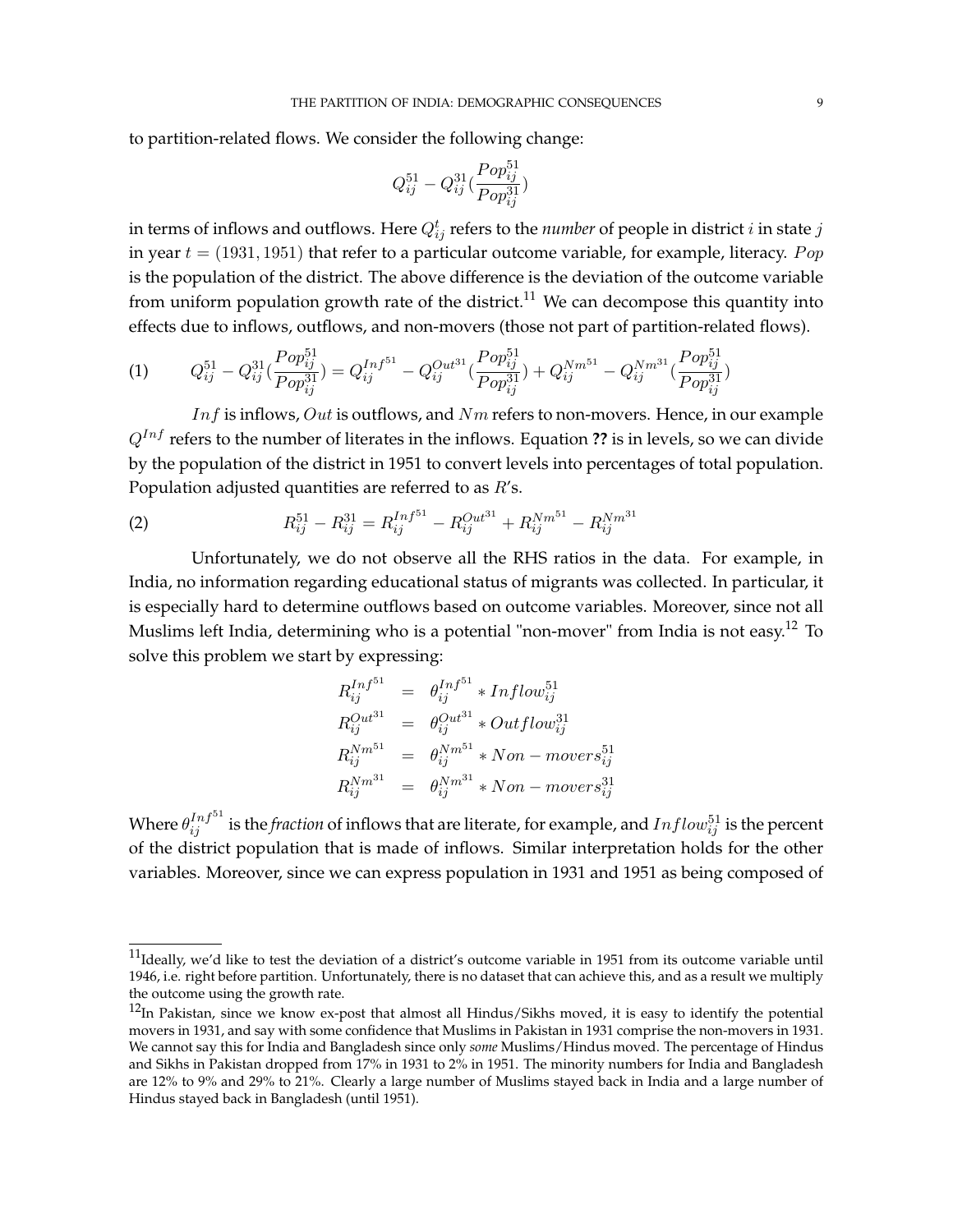to partition-related flows. We consider the following change:

$$Q_{ij}^{51} - Q_{ij}^{31}(\frac{Pop_{ij}^{51}}{Pop_{ij}^{31}})$$

in terms of inflows and outflows. Here $Q_{ij}^{t}$ refers to the *number* of people in district $i$ in state $j$ in year $t = (1931, 1951)$ that refer to a particular outcome variable, for example, literacy. $Pop$ is the population of the district. The above difference is the deviation of the outcome variable from uniform population growth rate of the district.[11] We can decompose this quantity into effects due to inflows, outflows, and non-movers (those not part of partition-related flows).

$$(1) \qquad Q_{ij}^{51} - Q_{ij}^{31}(\frac{Pop_{ij}^{51}}{Pop_{ij}^{31}}) = Q_{ij}^{Inf^{51}} - Q_{ij}^{Out^{31}}(\frac{Pop_{ij}^{51}}{Pop_{ij}^{31}}) + Q_{ij}^{Nm^{51}} - Q_{ij}^{Nm^{31}}(\frac{Pop_{ij}^{51}}{Pop_{ij}^{31}})$$

$Inf$ is inflows, $Out$ is outflows, and $Nm$ refers to non-movers. Hence, in our example $Q^{Inf}$ refers to the number of literates in the inflows. Equation **??** is in levels, so we can divide by the population of the district in 1951 to convert levels into percentages of total population. Population adjusted quantities are referred to as $R$'s.

$$(2) \qquad R_{ij}^{51} - R_{ij}^{31} = R_{ij}^{Inf^{51}} - R_{ij}^{Out^{31}} + R_{ij}^{Nm^{51}} - R_{ij}^{Nm^{31}}$$

Unfortunately, we do not observe all the RHS ratios in the data. For example, in India, no information regarding educational status of migrants was collected. In particular, it is especially hard to determine outflows based on outcome variables. Moreover, since not all Muslims left India, determining who is a potential "non-mover" from India is not easy.[12] To solve this problem we start by expressing:

$$\begin{aligned}
R_{ij}^{Inf^{51}} &= \theta_{ij}^{Inf^{51}} * Inflow_{ij}^{51} \\
R_{ij}^{Out^{31}} &= \theta_{ij}^{Out^{31}} * Outflow_{ij}^{31} \\
R_{ij}^{Nm^{51}} &= \theta_{ij}^{Nm^{51}} * Non-movers_{ij}^{51} \\
R_{ij}^{Nm^{31}} &= \theta_{ij}^{Nm^{31}} * Non-movers_{ij}^{31}
\end{aligned}$$

Where $\theta_{ij}^{Inf^{51}}$ is the *fraction* of inflows that are literate, for example, and $Inflow_{ij}^{51}$ is the percent of the district population that is made of inflows. Similar interpretation holds for the other variables. Moreover, since we can express population in 1931 and 1951 as being composed of

---

[11] Ideally, we'd like to test the deviation of a district's outcome variable in 1951 from its outcome variable until 1946, i.e. right before partition. Unfortunately, there is no dataset that can achieve this, and as a result we multiply the outcome using the growth rate.

[12] In Pakistan, since we know ex-post that almost all Hindus/Sikhs moved, it is easy to identify the potential movers in 1931, and say with some confidence that Muslims in Pakistan in 1931 comprise the non-movers in 1931. We cannot say this for India and Bangladesh since only *some* Muslims/Hindus moved. The percentage of Hindus and Sikhs in Pakistan dropped from 17% in 1931 to 2% in 1951. The minority numbers for India and Bangladesh are 12% to 9% and 29% to 21%. Clearly a large number of Muslims stayed back in India and a large number of Hindus stayed back in Bangladesh (until 1951).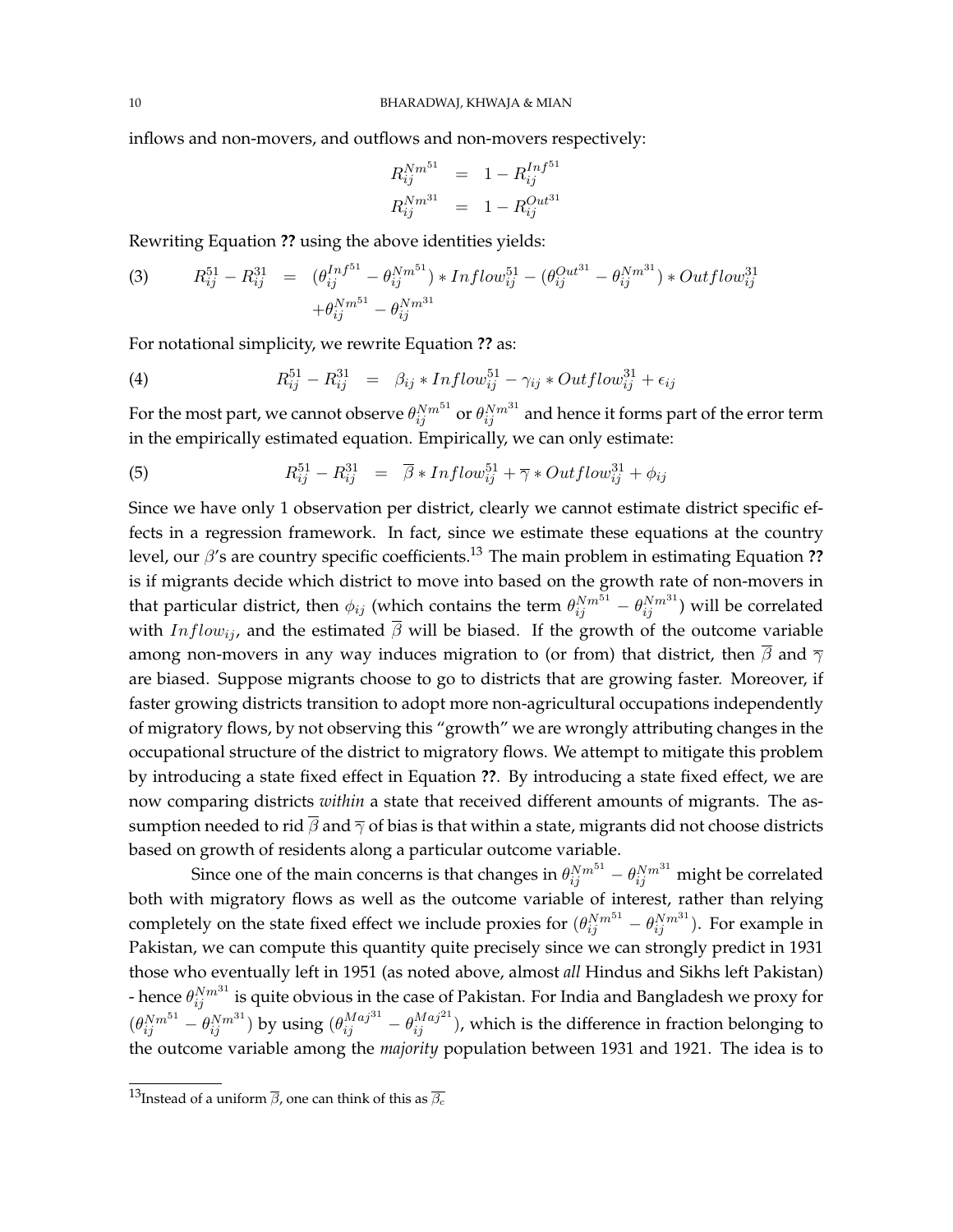inflows and non-movers, and outflows and non-movers respectively:

$$R_{ij}^{Nm^{51}} = 1 - R_{ij}^{Inf^{51}}$$
$$R_{ij}^{Nm^{31}} = 1 - R_{ij}^{Out^{31}}$$

Rewriting Equation **??** using the above identities yields:

$$\text{(3)} \qquad R_{ij}^{51} - R_{ij}^{31} = (\theta_{ij}^{Inf^{51}} - \theta_{ij}^{Nm^{51}}) * Inflow_{ij}^{51} - (\theta_{ij}^{Out^{31}} - \theta_{ij}^{Nm^{31}}) * Outflow_{ij}^{31} + \theta_{ij}^{Nm^{51}} - \theta_{ij}^{Nm^{31}}$$

For notational simplicity, we rewrite Equation **??** as:

$$\text{(4)} \qquad R_{ij}^{51} - R_{ij}^{31} = \beta_{ij} * Inflow_{ij}^{51} - \gamma_{ij} * Outflow_{ij}^{31} + \epsilon_{ij}$$

For the most part, we cannot observe $\theta_{ij}^{Nm^{51}}$ or $\theta_{ij}^{Nm^{31}}$ and hence it forms part of the error term in the empirically estimated equation. Empirically, we can only estimate:

$$\text{(5)} \qquad R_{ij}^{51} - R_{ij}^{31} = \overline{\beta} * Inflow_{ij}^{51} + \overline{\gamma} * Outflow_{ij}^{31} + \phi_{ij}$$

Since we have only 1 observation per district, clearly we cannot estimate district specific effects in a regression framework. In fact, since we estimate these equations at the country level, our $\beta$'s are country specific coefficients.[13] The main problem in estimating Equation **??** is if migrants decide which district to move into based on the growth rate of non-movers in that particular district, then $\phi_{ij}$ (which contains the term $\theta_{ij}^{Nm^{51}} - \theta_{ij}^{Nm^{31}}$) will be correlated with $Inflow_{ij}$, and the estimated $\overline{\beta}$ will be biased. If the growth of the outcome variable among non-movers in any way induces migration to (or from) that district, then $\overline{\beta}$ and $\overline{\gamma}$ are biased. Suppose migrants choose to go to districts that are growing faster. Moreover, if faster growing districts transition to adopt more non-agricultural occupations independently of migratory flows, by not observing this "growth" we are wrongly attributing changes in the occupational structure of the district to migratory flows. We attempt to mitigate this problem by introducing a state fixed effect in Equation **??**. By introducing a state fixed effect, we are now comparing districts *within* a state that received different amounts of migrants. The assumption needed to rid $\overline{\beta}$ and $\overline{\gamma}$ of bias is that within a state, migrants did not choose districts based on growth of residents along a particular outcome variable.

Since one of the main concerns is that changes in $\theta_{ij}^{Nm^{51}} - \theta_{ij}^{Nm^{31}}$ might be correlated both with migratory flows as well as the outcome variable of interest, rather than relying completely on the state fixed effect we include proxies for $(\theta_{ij}^{Nm^{51}} - \theta_{ij}^{Nm^{31}})$. For example in Pakistan, we can compute this quantity quite precisely since we can strongly predict in 1931 those who eventually left in 1951 (as noted above, almost *all* Hindus and Sikhs left Pakistan) - hence $\theta_{ij}^{Nm^{31}}$ is quite obvious in the case of Pakistan. For India and Bangladesh we proxy for $(\theta_{ij}^{Nm^{51}} - \theta_{ij}^{Nm^{31}})$ by using $(\theta_{ij}^{Maj^{31}} - \theta_{ij}^{Maj^{21}})$, which is the difference in fraction belonging to the outcome variable among the *majority* population between 1931 and 1921. The idea is to

[13]Instead of a uniform $\overline{\beta}$, one can think of this as $\overline{\beta_c}$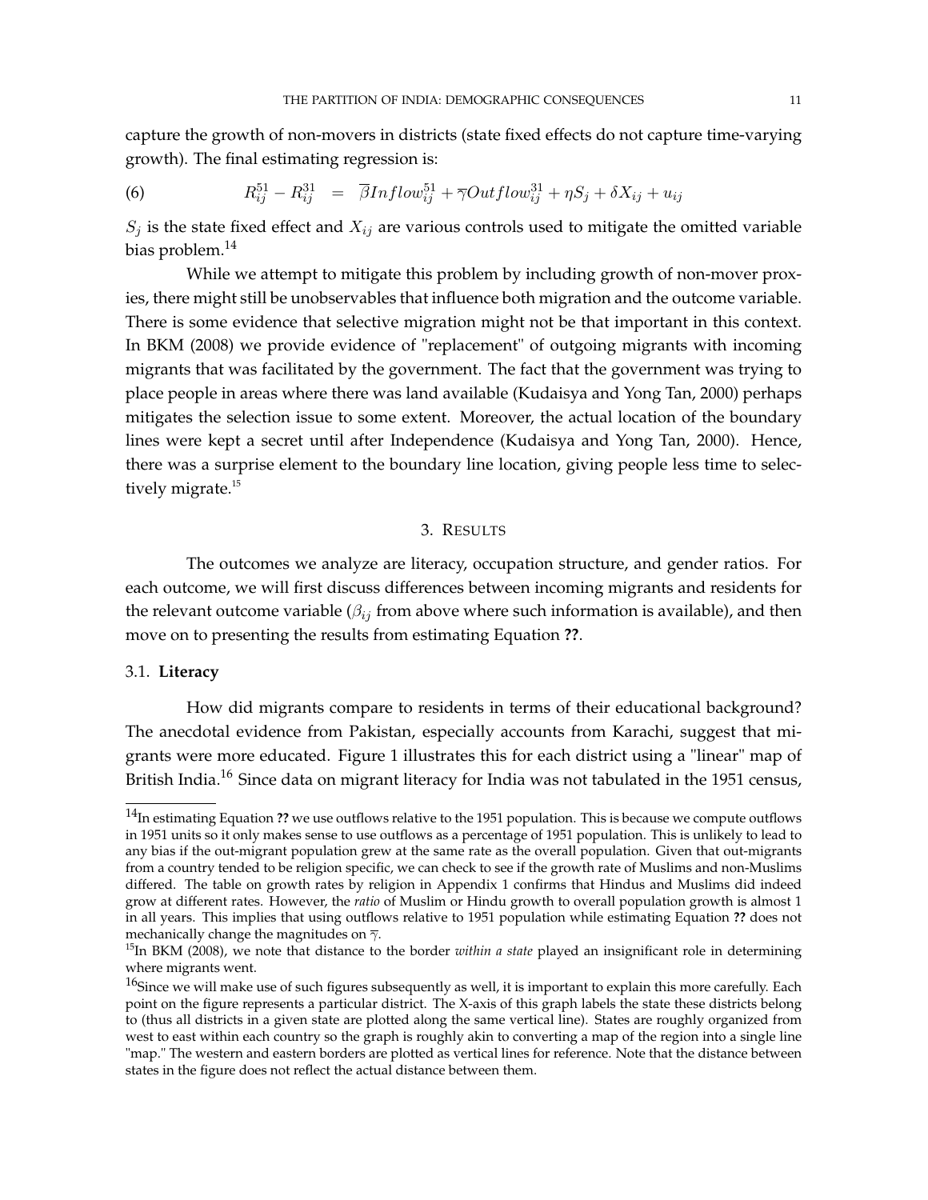capture the growth of non-movers in districts (state fixed effects do not capture time-varying growth). The final estimating regression is:

$$R_{ij}^{51} - R_{ij}^{31} \quad = \quad \overline{\beta} Inflow_{ij}^{51} + \overline{\gamma} Outflow_{ij}^{31} + \eta S_j + \delta X_{ij} + u_{ij} \tag{6}$$

$S_j$ is the state fixed effect and $X_{ij}$ are various controls used to mitigate the omitted variable bias problem.[14]

While we attempt to mitigate this problem by including growth of non-mover proxies, there might still be unobservables that influence both migration and the outcome variable. There is some evidence that selective migration might not be that important in this context. In BKM (2008) we provide evidence of "replacement" of outgoing migrants with incoming migrants that was facilitated by the government. The fact that the government was trying to place people in areas where there was land available (Kudaisya and Yong Tan, 2000) perhaps mitigates the selection issue to some extent. Moreover, the actual location of the boundary lines were kept a secret until after Independence (Kudaisya and Yong Tan, 2000). Hence, there was a surprise element to the boundary line location, giving people less time to selectively migrate.[15]

## 3. Results

The outcomes we analyze are literacy, occupation structure, and gender ratios. For each outcome, we will first discuss differences between incoming migrants and residents for the relevant outcome variable ($\beta_{ij}$ from above where such information is available), and then move on to presenting the results from estimating Equation **??**.

### 3.1. **Literacy**

How did migrants compare to residents in terms of their educational background? The anecdotal evidence from Pakistan, especially accounts from Karachi, suggest that migrants were more educated. Figure 1 illustrates this for each district using a "linear" map of British India.[16] Since data on migrant literacy for India was not tabulated in the 1951 census,

---

[14] In estimating Equation **??** we use outflows relative to the 1951 population. This is because we compute outflows in 1951 units so it only makes sense to use outflows as a percentage of 1951 population. This is unlikely to lead to any bias if the out-migrant population grew at the same rate as the overall population. Given that out-migrants from a country tended to be religion specific, we can check to see if the growth rate of Muslims and non-Muslims differed. The table on growth rates by religion in Appendix 1 confirms that Hindus and Muslims did indeed grow at different rates. However, the *ratio* of Muslim or Hindu growth to overall population growth is almost 1 in all years. This implies that using outflows relative to 1951 population while estimating Equation **??** does not mechanically change the magnitudes on $\overline{\gamma}$.

[15] In BKM (2008), we note that distance to the border *within a state* played an insignificant role in determining where migrants went.

[16] Since we will make use of such figures subsequently as well, it is important to explain this more carefully. Each point on the figure represents a particular district. The X-axis of this graph labels the state these districts belong to (thus all districts in a given state are plotted along the same vertical line). States are roughly organized from west to east within each country so the graph is roughly akin to converting a map of the region into a single line "map." The western and eastern borders are plotted as vertical lines for reference. Note that the distance between states in the figure does not reflect the actual distance between them.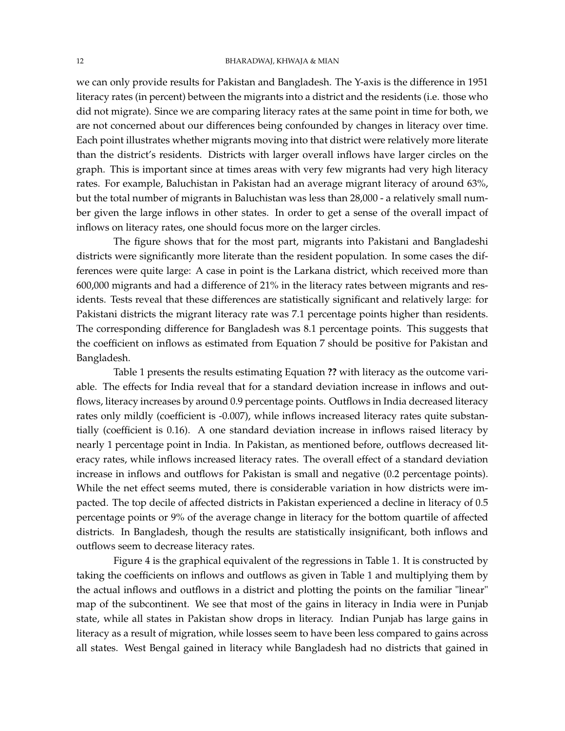we can only provide results for Pakistan and Bangladesh. The Y-axis is the difference in 1951 literacy rates (in percent) between the migrants into a district and the residents (i.e. those who did not migrate). Since we are comparing literacy rates at the same point in time for both, we are not concerned about our differences being confounded by changes in literacy over time. Each point illustrates whether migrants moving into that district were relatively more literate than the district's residents. Districts with larger overall inflows have larger circles on the graph. This is important since at times areas with very few migrants had very high literacy rates. For example, Baluchistan in Pakistan had an average migrant literacy of around 63%, but the total number of migrants in Baluchistan was less than 28,000 - a relatively small number given the large inflows in other states. In order to get a sense of the overall impact of inflows on literacy rates, one should focus more on the larger circles.

The figure shows that for the most part, migrants into Pakistani and Bangladeshi districts were significantly more literate than the resident population. In some cases the differences were quite large: A case in point is the Larkana district, which received more than 600,000 migrants and had a difference of 21% in the literacy rates between migrants and residents. Tests reveal that these differences are statistically significant and relatively large: for Pakistani districts the migrant literacy rate was 7.1 percentage points higher than residents. The corresponding difference for Bangladesh was 8.1 percentage points. This suggests that the coefficient on inflows as estimated from Equation 7 should be positive for Pakistan and Bangladesh.

Table 1 presents the results estimating Equation **??** with literacy as the outcome variable. The effects for India reveal that for a standard deviation increase in inflows and outflows, literacy increases by around 0.9 percentage points. Outflows in India decreased literacy rates only mildly (coefficient is -0.007), while inflows increased literacy rates quite substantially (coefficient is 0.16). A one standard deviation increase in inflows raised literacy by nearly 1 percentage point in India. In Pakistan, as mentioned before, outflows decreased literacy rates, while inflows increased literacy rates. The overall effect of a standard deviation increase in inflows and outflows for Pakistan is small and negative (0.2 percentage points). While the net effect seems muted, there is considerable variation in how districts were impacted. The top decile of affected districts in Pakistan experienced a decline in literacy of 0.5 percentage points or 9% of the average change in literacy for the bottom quartile of affected districts. In Bangladesh, though the results are statistically insignificant, both inflows and outflows seem to decrease literacy rates.

Figure 4 is the graphical equivalent of the regressions in Table 1. It is constructed by taking the coefficients on inflows and outflows as given in Table 1 and multiplying them by the actual inflows and outflows in a district and plotting the points on the familiar "linear" map of the subcontinent. We see that most of the gains in literacy in India were in Punjab state, while all states in Pakistan show drops in literacy. Indian Punjab has large gains in literacy as a result of migration, while losses seem to have been less compared to gains across all states. West Bengal gained in literacy while Bangladesh had no districts that gained in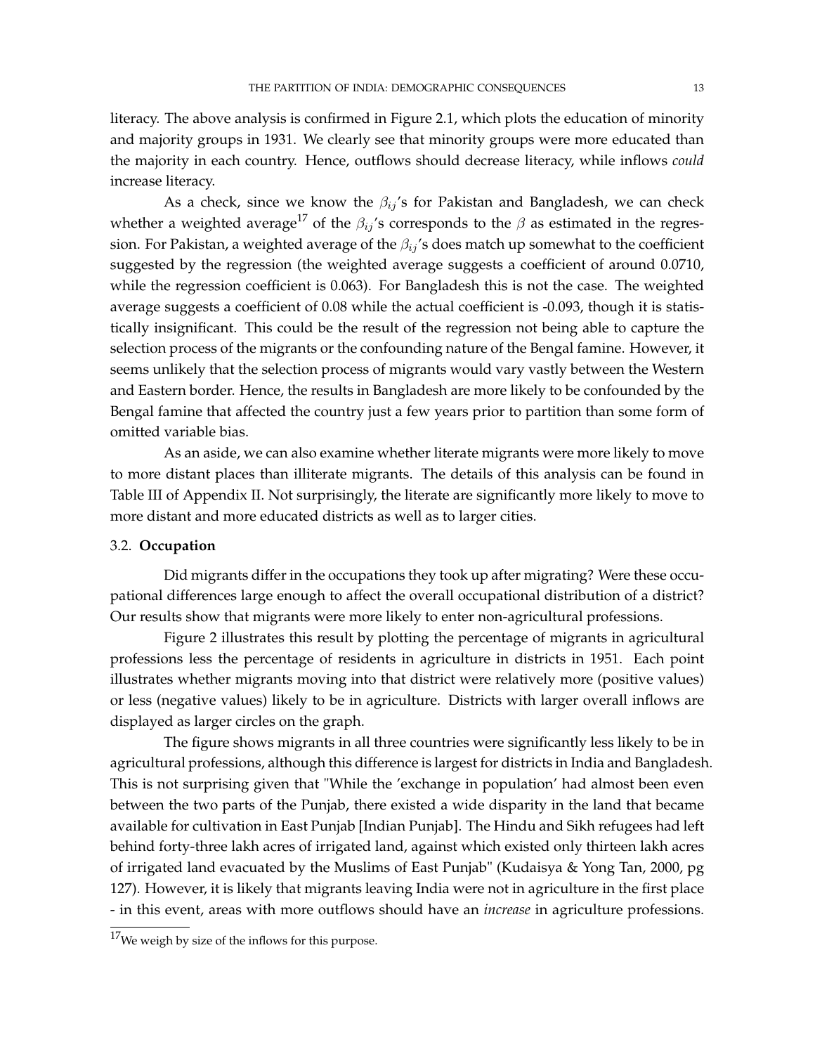literacy. The above analysis is confirmed in Figure 2.1, which plots the education of minority and majority groups in 1931. We clearly see that minority groups were more educated than the majority in each country. Hence, outflows should decrease literacy, while inflows *could* increase literacy.

As a check, since we know the $\beta_{ij}$'s for Pakistan and Bangladesh, we can check whether a weighted average[17] of the $\beta_{ij}$'s corresponds to the $\beta$ as estimated in the regression. For Pakistan, a weighted average of the $\beta_{ij}$'s does match up somewhat to the coefficient suggested by the regression (the weighted average suggests a coefficient of around 0.0710, while the regression coefficient is 0.063). For Bangladesh this is not the case. The weighted average suggests a coefficient of 0.08 while the actual coefficient is -0.093, though it is statistically insignificant. This could be the result of the regression not being able to capture the selection process of the migrants or the confounding nature of the Bengal famine. However, it seems unlikely that the selection process of migrants would vary vastly between the Western and Eastern border. Hence, the results in Bangladesh are more likely to be confounded by the Bengal famine that affected the country just a few years prior to partition than some form of omitted variable bias.

As an aside, we can also examine whether literate migrants were more likely to move to more distant places than illiterate migrants. The details of this analysis can be found in Table III of Appendix II. Not surprisingly, the literate are significantly more likely to move to more distant and more educated districts as well as to larger cities.

### 3.2. **Occupation**

Did migrants differ in the occupations they took up after migrating? Were these occupational differences large enough to affect the overall occupational distribution of a district? Our results show that migrants were more likely to enter non-agricultural professions.

Figure 2 illustrates this result by plotting the percentage of migrants in agricultural professions less the percentage of residents in agriculture in districts in 1951. Each point illustrates whether migrants moving into that district were relatively more (positive values) or less (negative values) likely to be in agriculture. Districts with larger overall inflows are displayed as larger circles on the graph.

The figure shows migrants in all three countries were significantly less likely to be in agricultural professions, although this difference is largest for districts in India and Bangladesh. This is not surprising given that "While the 'exchange in population' had almost been even between the two parts of the Punjab, there existed a wide disparity in the land that became available for cultivation in East Punjab [Indian Punjab]. The Hindu and Sikh refugees had left behind forty-three lakh acres of irrigated land, against which existed only thirteen lakh acres of irrigated land evacuated by the Muslims of East Punjab" (Kudaisya & Yong Tan, 2000, pg 127). However, it is likely that migrants leaving India were not in agriculture in the first place - in this event, areas with more outflows should have an *increase* in agriculture professions.

---

[17] We weigh by size of the inflows for this purpose.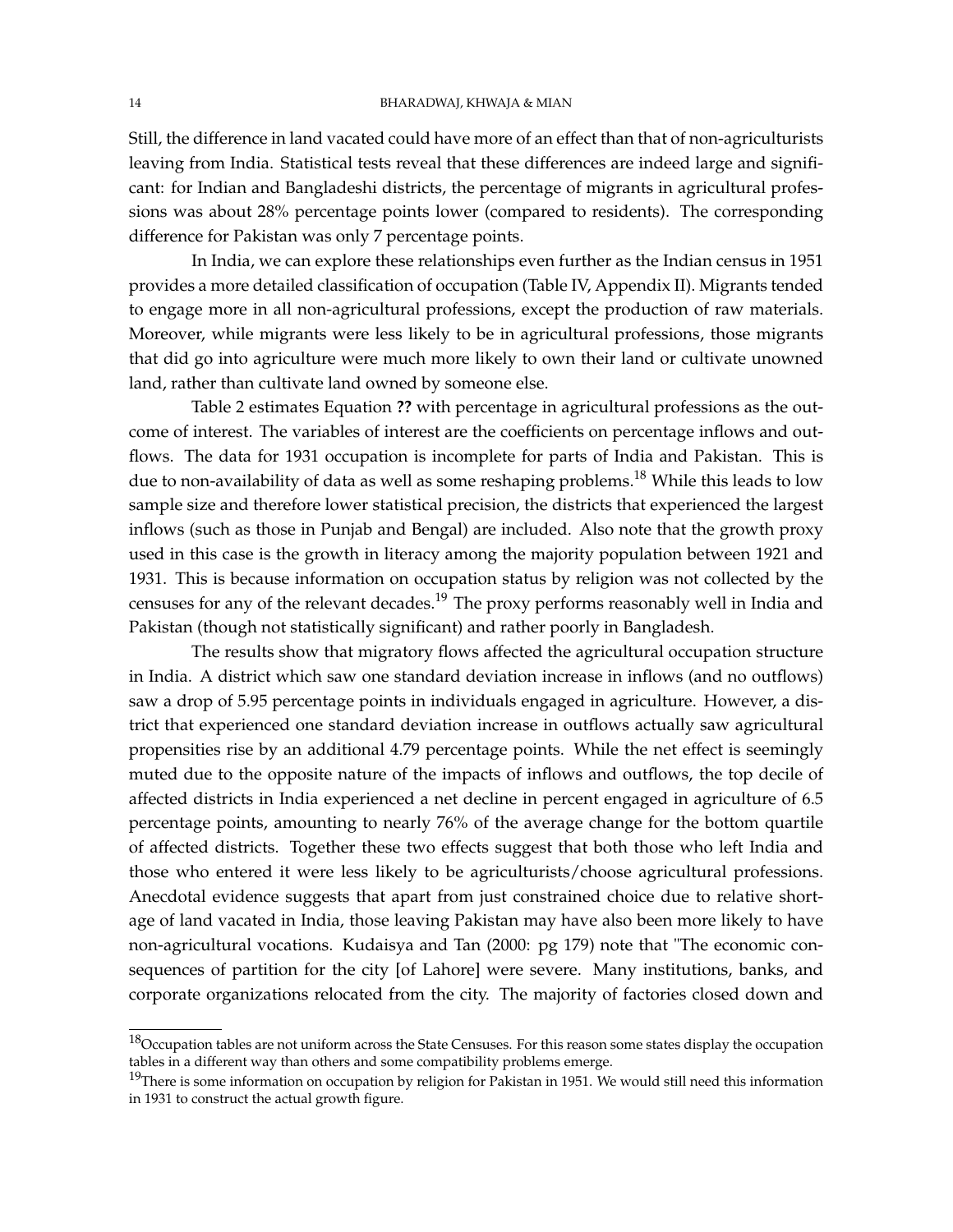Still, the difference in land vacated could have more of an effect than that of non-agriculturists leaving from India. Statistical tests reveal that these differences are indeed large and significant: for Indian and Bangladeshi districts, the percentage of migrants in agricultural professions was about 28% percentage points lower (compared to residents). The corresponding difference for Pakistan was only 7 percentage points.

In India, we can explore these relationships even further as the Indian census in 1951 provides a more detailed classification of occupation (Table IV, Appendix II). Migrants tended to engage more in all non-agricultural professions, except the production of raw materials. Moreover, while migrants were less likely to be in agricultural professions, those migrants that did go into agriculture were much more likely to own their land or cultivate unowned land, rather than cultivate land owned by someone else.

Table 2 estimates Equation **??** with percentage in agricultural professions as the outcome of interest. The variables of interest are the coefficients on percentage inflows and outflows. The data for 1931 occupation is incomplete for parts of India and Pakistan. This is due to non-availability of data as well as some reshaping problems.[18] While this leads to low sample size and therefore lower statistical precision, the districts that experienced the largest inflows (such as those in Punjab and Bengal) are included. Also note that the growth proxy used in this case is the growth in literacy among the majority population between 1921 and 1931. This is because information on occupation status by religion was not collected by the censuses for any of the relevant decades.[19] The proxy performs reasonably well in India and Pakistan (though not statistically significant) and rather poorly in Bangladesh.

The results show that migratory flows affected the agricultural occupation structure in India. A district which saw one standard deviation increase in inflows (and no outflows) saw a drop of 5.95 percentage points in individuals engaged in agriculture. However, a district that experienced one standard deviation increase in outflows actually saw agricultural propensities rise by an additional 4.79 percentage points. While the net effect is seemingly muted due to the opposite nature of the impacts of inflows and outflows, the top decile of affected districts in India experienced a net decline in percent engaged in agriculture of 6.5 percentage points, amounting to nearly 76% of the average change for the bottom quartile of affected districts. Together these two effects suggest that both those who left India and those who entered it were less likely to be agriculturists/choose agricultural professions. Anecdotal evidence suggests that apart from just constrained choice due to relative shortage of land vacated in India, those leaving Pakistan may have also been more likely to have non-agricultural vocations. Kudaisya and Tan (2000: pg 179) note that "The economic consequences of partition for the city [of Lahore] were severe. Many institutions, banks, and corporate organizations relocated from the city. The majority of factories closed down and

[18]Occupation tables are not uniform across the State Censuses. For this reason some states display the occupation tables in a different way than others and some compatibility problems emerge.

[19]There is some information on occupation by religion for Pakistan in 1951. We would still need this information in 1931 to construct the actual growth figure.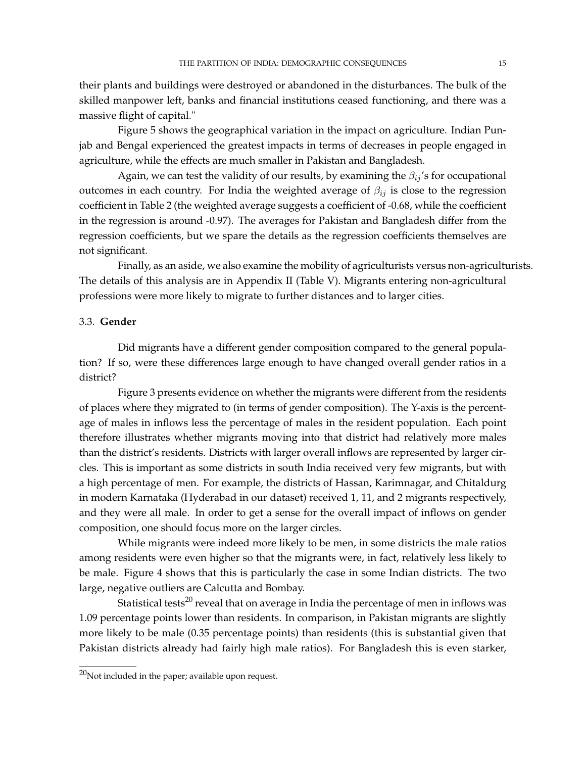their plants and buildings were destroyed or abandoned in the disturbances. The bulk of the skilled manpower left, banks and financial institutions ceased functioning, and there was a massive flight of capital."

Figure 5 shows the geographical variation in the impact on agriculture. Indian Punjab and Bengal experienced the greatest impacts in terms of decreases in people engaged in agriculture, while the effects are much smaller in Pakistan and Bangladesh.

Again, we can test the validity of our results, by examining the $\beta_{ij}$'s for occupational outcomes in each country. For India the weighted average of $\beta_{ij}$ is close to the regression coefficient in Table 2 (the weighted average suggests a coefficient of -0.68, while the coefficient in the regression is around -0.97). The averages for Pakistan and Bangladesh differ from the regression coefficients, but we spare the details as the regression coefficients themselves are not significant.

Finally, as an aside, we also examine the mobility of agriculturists versus non-agriculturists. The details of this analysis are in Appendix II (Table V). Migrants entering non-agricultural professions were more likely to migrate to further distances and to larger cities.

### 3.3. **Gender**

Did migrants have a different gender composition compared to the general population? If so, were these differences large enough to have changed overall gender ratios in a district?

Figure 3 presents evidence on whether the migrants were different from the residents of places where they migrated to (in terms of gender composition). The Y-axis is the percentage of males in inflows less the percentage of males in the resident population. Each point therefore illustrates whether migrants moving into that district had relatively more males than the district's residents. Districts with larger overall inflows are represented by larger circles. This is important as some districts in south India received very few migrants, but with a high percentage of men. For example, the districts of Hassan, Karimnagar, and Chitaldurg in modern Karnataka (Hyderabad in our dataset) received 1, 11, and 2 migrants respectively, and they were all male. In order to get a sense for the overall impact of inflows on gender composition, one should focus more on the larger circles.

While migrants were indeed more likely to be men, in some districts the male ratios among residents were even higher so that the migrants were, in fact, relatively less likely to be male. Figure 4 shows that this is particularly the case in some Indian districts. The two large, negative outliers are Calcutta and Bombay.

Statistical tests[20] reveal that on average in India the percentage of men in inflows was 1.09 percentage points lower than residents. In comparison, in Pakistan migrants are slightly more likely to be male (0.35 percentage points) than residents (this is substantial given that Pakistan districts already had fairly high male ratios). For Bangladesh this is even starker,

[20] Not included in the paper; available upon request.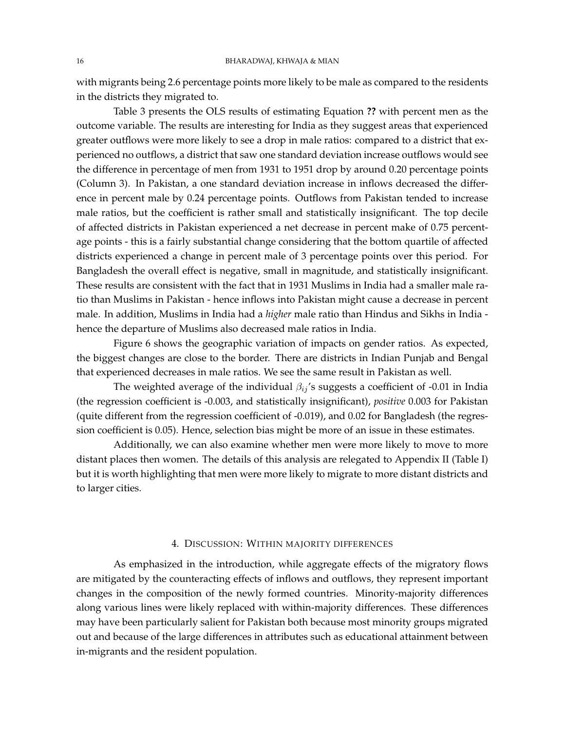with migrants being 2.6 percentage points more likely to be male as compared to the residents in the districts they migrated to.

Table 3 presents the OLS results of estimating Equation **??** with percent men as the outcome variable. The results are interesting for India as they suggest areas that experienced greater outflows were more likely to see a drop in male ratios: compared to a district that experienced no outflows, a district that saw one standard deviation increase outflows would see the difference in percentage of men from 1931 to 1951 drop by around 0.20 percentage points (Column 3). In Pakistan, a one standard deviation increase in inflows decreased the difference in percent male by 0.24 percentage points. Outflows from Pakistan tended to increase male ratios, but the coefficient is rather small and statistically insignificant. The top decile of affected districts in Pakistan experienced a net decrease in percent make of 0.75 percentage points - this is a fairly substantial change considering that the bottom quartile of affected districts experienced a change in percent male of 3 percentage points over this period. For Bangladesh the overall effect is negative, small in magnitude, and statistically insignificant. These results are consistent with the fact that in 1931 Muslims in India had a smaller male ratio than Muslims in Pakistan - hence inflows into Pakistan might cause a decrease in percent male. In addition, Muslims in India had a *higher* male ratio than Hindus and Sikhs in India - hence the departure of Muslims also decreased male ratios in India.

Figure 6 shows the geographic variation of impacts on gender ratios. As expected, the biggest changes are close to the border. There are districts in Indian Punjab and Bengal that experienced decreases in male ratios. We see the same result in Pakistan as well.

The weighted average of the individual $\beta_{ij}$'s suggests a coefficient of -0.01 in India (the regression coefficient is -0.003, and statistically insignificant), *positive* 0.003 for Pakistan (quite different from the regression coefficient of -0.019), and 0.02 for Bangladesh (the regression coefficient is 0.05). Hence, selection bias might be more of an issue in these estimates.

Additionally, we can also examine whether men were more likely to move to more distant places then women. The details of this analysis are relegated to Appendix II (Table I) but it is worth highlighting that men were more likely to migrate to more distant districts and to larger cities.

## 4. Discussion: Within majority differences

As emphasized in the introduction, while aggregate effects of the migratory flows are mitigated by the counteracting effects of inflows and outflows, they represent important changes in the composition of the newly formed countries. Minority-majority differences along various lines were likely replaced with within-majority differences. These differences may have been particularly salient for Pakistan both because most minority groups migrated out and because of the large differences in attributes such as educational attainment between in-migrants and the resident population.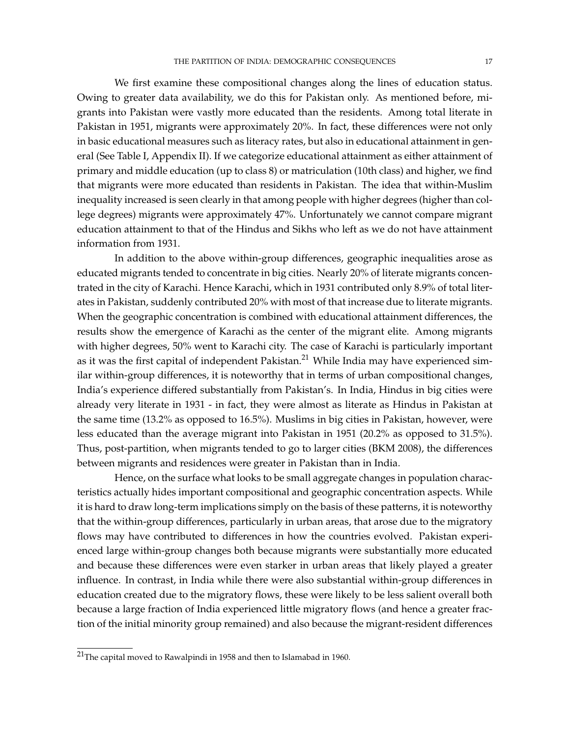We first examine these compositional changes along the lines of education status. Owing to greater data availability, we do this for Pakistan only. As mentioned before, migrants into Pakistan were vastly more educated than the residents. Among total literate in Pakistan in 1951, migrants were approximately 20%. In fact, these differences were not only in basic educational measures such as literacy rates, but also in educational attainment in general (See Table I, Appendix II). If we categorize educational attainment as either attainment of primary and middle education (up to class 8) or matriculation (10th class) and higher, we find that migrants were more educated than residents in Pakistan. The idea that within-Muslim inequality increased is seen clearly in that among people with higher degrees (higher than college degrees) migrants were approximately 47%. Unfortunately we cannot compare migrant education attainment to that of the Hindus and Sikhs who left as we do not have attainment information from 1931.

In addition to the above within-group differences, geographic inequalities arose as educated migrants tended to concentrate in big cities. Nearly 20% of literate migrants concentrated in the city of Karachi. Hence Karachi, which in 1931 contributed only 8.9% of total literates in Pakistan, suddenly contributed 20% with most of that increase due to literate migrants. When the geographic concentration is combined with educational attainment differences, the results show the emergence of Karachi as the center of the migrant elite. Among migrants with higher degrees, 50% went to Karachi city. The case of Karachi is particularly important as it was the first capital of independent Pakistan.[21] While India may have experienced similar within-group differences, it is noteworthy that in terms of urban compositional changes, India's experience differed substantially from Pakistan's. In India, Hindus in big cities were already very literate in 1931 - in fact, they were almost as literate as Hindus in Pakistan at the same time (13.2% as opposed to 16.5%). Muslims in big cities in Pakistan, however, were less educated than the average migrant into Pakistan in 1951 (20.2% as opposed to 31.5%). Thus, post-partition, when migrants tended to go to larger cities (BKM 2008), the differences between migrants and residences were greater in Pakistan than in India.

Hence, on the surface what looks to be small aggregate changes in population characteristics actually hides important compositional and geographic concentration aspects. While it is hard to draw long-term implications simply on the basis of these patterns, it is noteworthy that the within-group differences, particularly in urban areas, that arose due to the migratory flows may have contributed to differences in how the countries evolved. Pakistan experienced large within-group changes both because migrants were substantially more educated and because these differences were even starker in urban areas that likely played a greater influence. In contrast, in India while there were also substantial within-group differences in education created due to the migratory flows, these were likely to be less salient overall both because a large fraction of India experienced little migratory flows (and hence a greater fraction of the initial minority group remained) and also because the migrant-resident differences

[21] The capital moved to Rawalpindi in 1958 and then to Islamabad in 1960.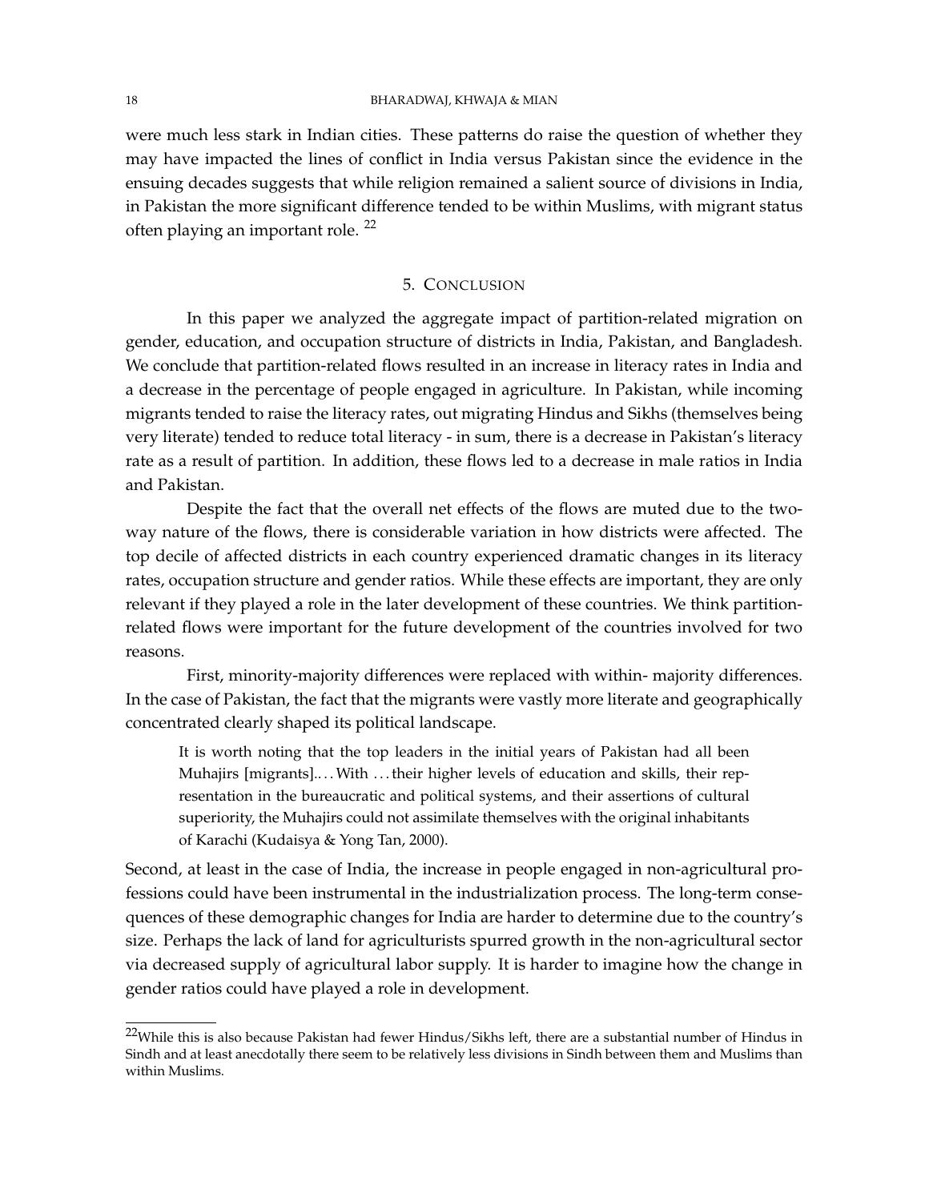were much less stark in Indian cities. These patterns do raise the question of whether they may have impacted the lines of conflict in India versus Pakistan since the evidence in the ensuing decades suggests that while religion remained a salient source of divisions in India, in Pakistan the more significant difference tended to be within Muslims, with migrant status often playing an important role. [22]

## 5. CONCLUSION

In this paper we analyzed the aggregate impact of partition-related migration on gender, education, and occupation structure of districts in India, Pakistan, and Bangladesh. We conclude that partition-related flows resulted in an increase in literacy rates in India and a decrease in the percentage of people engaged in agriculture. In Pakistan, while incoming migrants tended to raise the literacy rates, out migrating Hindus and Sikhs (themselves being very literate) tended to reduce total literacy - in sum, there is a decrease in Pakistan's literacy rate as a result of partition. In addition, these flows led to a decrease in male ratios in India and Pakistan.

Despite the fact that the overall net effects of the flows are muted due to the two-way nature of the flows, there is considerable variation in how districts were affected. The top decile of affected districts in each country experienced dramatic changes in its literacy rates, occupation structure and gender ratios. While these effects are important, they are only relevant if they played a role in the later development of these countries. We think partition-related flows were important for the future development of the countries involved for two reasons.

First, minority-majority differences were replaced with within- majority differences. In the case of Pakistan, the fact that the migrants were vastly more literate and geographically concentrated clearly shaped its political landscape.

> It is worth noting that the top leaders in the initial years of Pakistan had all been Muhajirs [migrants]. . . . With . . . their higher levels of education and skills, their representation in the bureaucratic and political systems, and their assertions of cultural superiority, the Muhajirs could not assimilate themselves with the original inhabitants of Karachi (Kudaisya & Yong Tan, 2000).

Second, at least in the case of India, the increase in people engaged in non-agricultural professions could have been instrumental in the industrialization process. The long-term consequences of these demographic changes for India are harder to determine due to the country's size. Perhaps the lack of land for agriculturists spurred growth in the non-agricultural sector via decreased supply of agricultural labor supply. It is harder to imagine how the change in gender ratios could have played a role in development.

---

[22] While this is also because Pakistan had fewer Hindus/Sikhs left, there are a substantial number of Hindus in Sindh and at least anecdotally there seem to be relatively less divisions in Sindh between them and Muslims than within Muslims.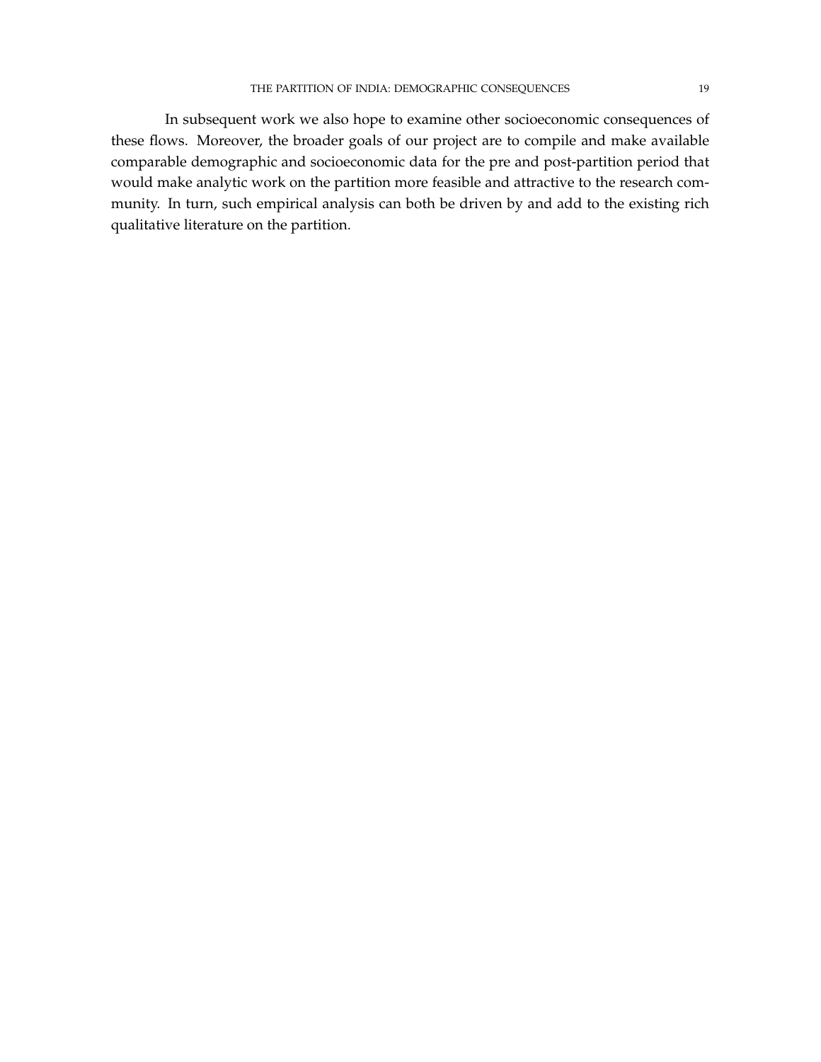In subsequent work we also hope to examine other socioeconomic consequences of these flows. Moreover, the broader goals of our project are to compile and make available comparable demographic and socioeconomic data for the pre and post-partition period that would make analytic work on the partition more feasible and attractive to the research community. In turn, such empirical analysis can both be driven by and add to the existing rich qualitative literature on the partition.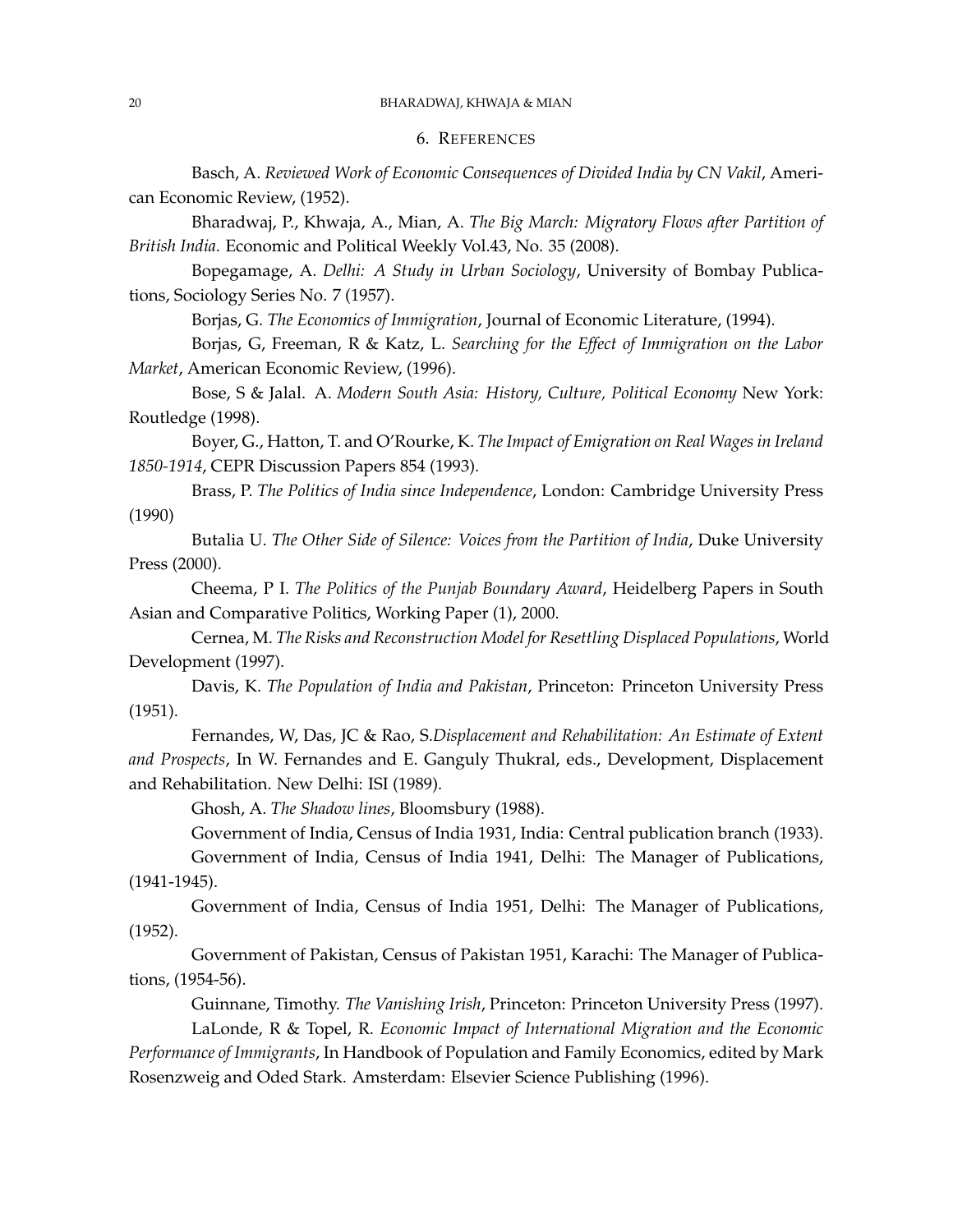## 6. References

Basch, A. *Reviewed Work of Economic Consequences of Divided India by CN Vakil*, American Economic Review, (1952).

Bharadwaj, P., Khwaja, A., Mian, A. *The Big March: Migratory Flows after Partition of British India.* Economic and Political Weekly Vol.43, No. 35 (2008).

Bopegamage, A. *Delhi: A Study in Urban Sociology*, University of Bombay Publications, Sociology Series No. 7 (1957).

Borjas, G. *The Economics of Immigration*, Journal of Economic Literature, (1994).

Borjas, G, Freeman, R & Katz, L. *Searching for the Effect of Immigration on the Labor Market*, American Economic Review, (1996).

Bose, S & Jalal. A. *Modern South Asia: History, Culture, Political Economy* New York: Routledge (1998).

Boyer, G., Hatton, T. and O'Rourke, K. *The Impact of Emigration on Real Wages in Ireland 1850-1914*, CEPR Discussion Papers 854 (1993).

Brass, P. *The Politics of India since Independence*, London: Cambridge University Press (1990)

Butalia U. *The Other Side of Silence: Voices from the Partition of India*, Duke University Press (2000).

Cheema, P I. *The Politics of the Punjab Boundary Award*, Heidelberg Papers in South Asian and Comparative Politics, Working Paper (1), 2000.

Cernea, M. *The Risks and Reconstruction Model for Resettling Displaced Populations*, World Development (1997).

Davis, K. *The Population of India and Pakistan*, Princeton: Princeton University Press (1951).

Fernandes, W, Das, JC & Rao, S.*Displacement and Rehabilitation: An Estimate of Extent and Prospects*, In W. Fernandes and E. Ganguly Thukral, eds., Development, Displacement and Rehabilitation. New Delhi: ISI (1989).

Ghosh, A. *The Shadow lines*, Bloomsbury (1988).

Government of India, Census of India 1931, India: Central publication branch (1933).

Government of India, Census of India 1941, Delhi: The Manager of Publications, (1941-1945).

Government of India, Census of India 1951, Delhi: The Manager of Publications, (1952).

Government of Pakistan, Census of Pakistan 1951, Karachi: The Manager of Publications, (1954-56).

Guinnane, Timothy. *The Vanishing Irish*, Princeton: Princeton University Press (1997).

LaLonde, R & Topel, R. *Economic Impact of International Migration and the Economic Performance of Immigrants*, In Handbook of Population and Family Economics, edited by Mark Rosenzweig and Oded Stark. Amsterdam: Elsevier Science Publishing (1996).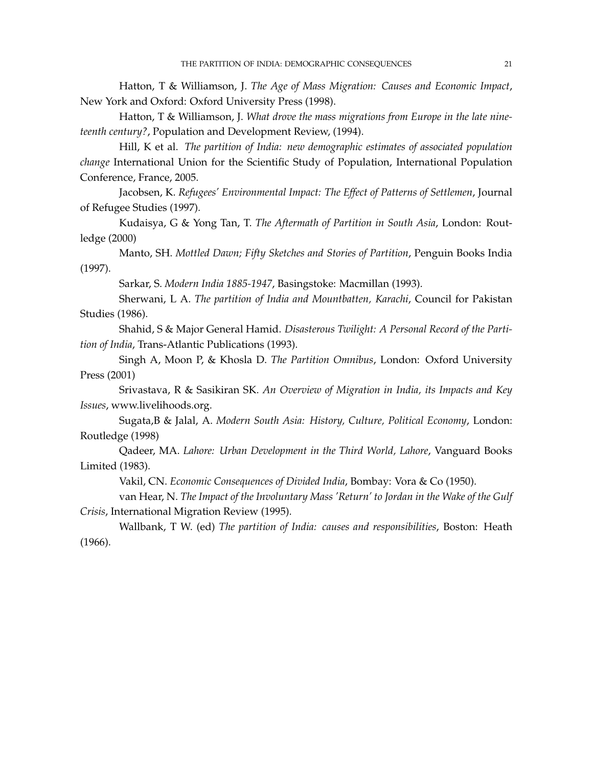Hatton, T & Williamson, J. *The Age of Mass Migration: Causes and Economic Impact*, New York and Oxford: Oxford University Press (1998).

Hatton, T & Williamson, J. *What drove the mass migrations from Europe in the late nineteenth century?*, Population and Development Review, (1994).

Hill, K et al. *The partition of India: new demographic estimates of associated population change* International Union for the Scientific Study of Population, International Population Conference, France, 2005.

Jacobsen, K. *Refugees' Environmental Impact: The Effect of Patterns of Settlemen*, Journal of Refugee Studies (1997).

Kudaisya, G & Yong Tan, T. *The Aftermath of Partition in South Asia*, London: Routledge (2000)

Manto, SH. *Mottled Dawn; Fifty Sketches and Stories of Partition*, Penguin Books India (1997).

Sarkar, S. *Modern India 1885-1947*, Basingstoke: Macmillan (1993).

Sherwani, L A. *The partition of India and Mountbatten, Karachi*, Council for Pakistan Studies (1986).

Shahid, S & Major General Hamid. *Disasterous Twilight: A Personal Record of the Partition of India*, Trans-Atlantic Publications (1993).

Singh A, Moon P, & Khosla D. *The Partition Omnibus*, London: Oxford University Press (2001)

Srivastava, R & Sasikiran SK. *An Overview of Migration in India, its Impacts and Key Issues*, www.livelihoods.org.

Sugata,B & Jalal, A. *Modern South Asia: History, Culture, Political Economy*, London: Routledge (1998)

Qadeer, MA. *Lahore: Urban Development in the Third World, Lahore*, Vanguard Books Limited (1983).

Vakil, CN. *Economic Consequences of Divided India*, Bombay: Vora & Co (1950).

van Hear, N. *The Impact of the Involuntary Mass 'Return' to Jordan in the Wake of the Gulf Crisis*, International Migration Review (1995).

Wallbank, T W. (ed) *The partition of India: causes and responsibilities*, Boston: Heath (1966).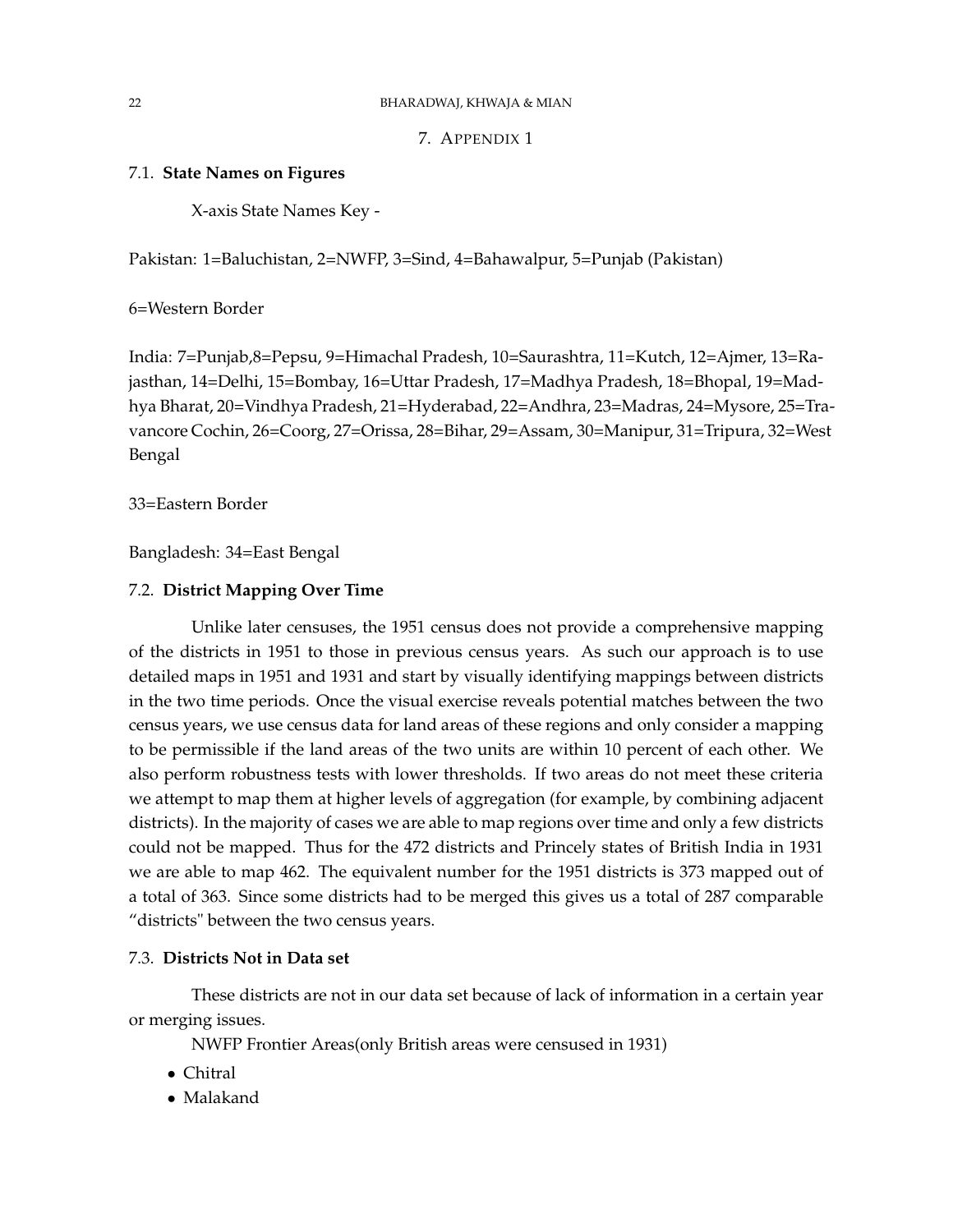# 7. Appendix 1

## 7.1. State Names on Figures

X-axis State Names Key -

Pakistan: 1=Baluchistan, 2=NWFP, 3=Sind, 4=Bahawalpur, 5=Punjab (Pakistan)

6=Western Border

India: 7=Punjab,8=Pepsu, 9=Himachal Pradesh, 10=Saurashtra, 11=Kutch, 12=Ajmer, 13=Rajasthan, 14=Delhi, 15=Bombay, 16=Uttar Pradesh, 17=Madhya Pradesh, 18=Bhopal, 19=Madhya Bharat, 20=Vindhya Pradesh, 21=Hyderabad, 22=Andhra, 23=Madras, 24=Mysore, 25=Travancore Cochin, 26=Coorg, 27=Orissa, 28=Bihar, 29=Assam, 30=Manipur, 31=Tripura, 32=West Bengal

33=Eastern Border

Bangladesh: 34=East Bengal

## 7.2. District Mapping Over Time

Unlike later censuses, the 1951 census does not provide a comprehensive mapping of the districts in 1951 to those in previous census years. As such our approach is to use detailed maps in 1951 and 1931 and start by visually identifying mappings between districts in the two time periods. Once the visual exercise reveals potential matches between the two census years, we use census data for land areas of these regions and only consider a mapping to be permissible if the land areas of the two units are within 10 percent of each other. We also perform robustness tests with lower thresholds. If two areas do not meet these criteria we attempt to map them at higher levels of aggregation (for example, by combining adjacent districts). In the majority of cases we are able to map regions over time and only a few districts could not be mapped. Thus for the 472 districts and Princely states of British India in 1931 we are able to map 462. The equivalent number for the 1951 districts is 373 mapped out of a total of 363. Since some districts had to be merged this gives us a total of 287 comparable "districts" between the two census years.

## 7.3. Districts Not in Data set

These districts are not in our data set because of lack of information in a certain year or merging issues.

NWFP Frontier Areas(only British areas were censused in 1931)

- Chitral
- Malakand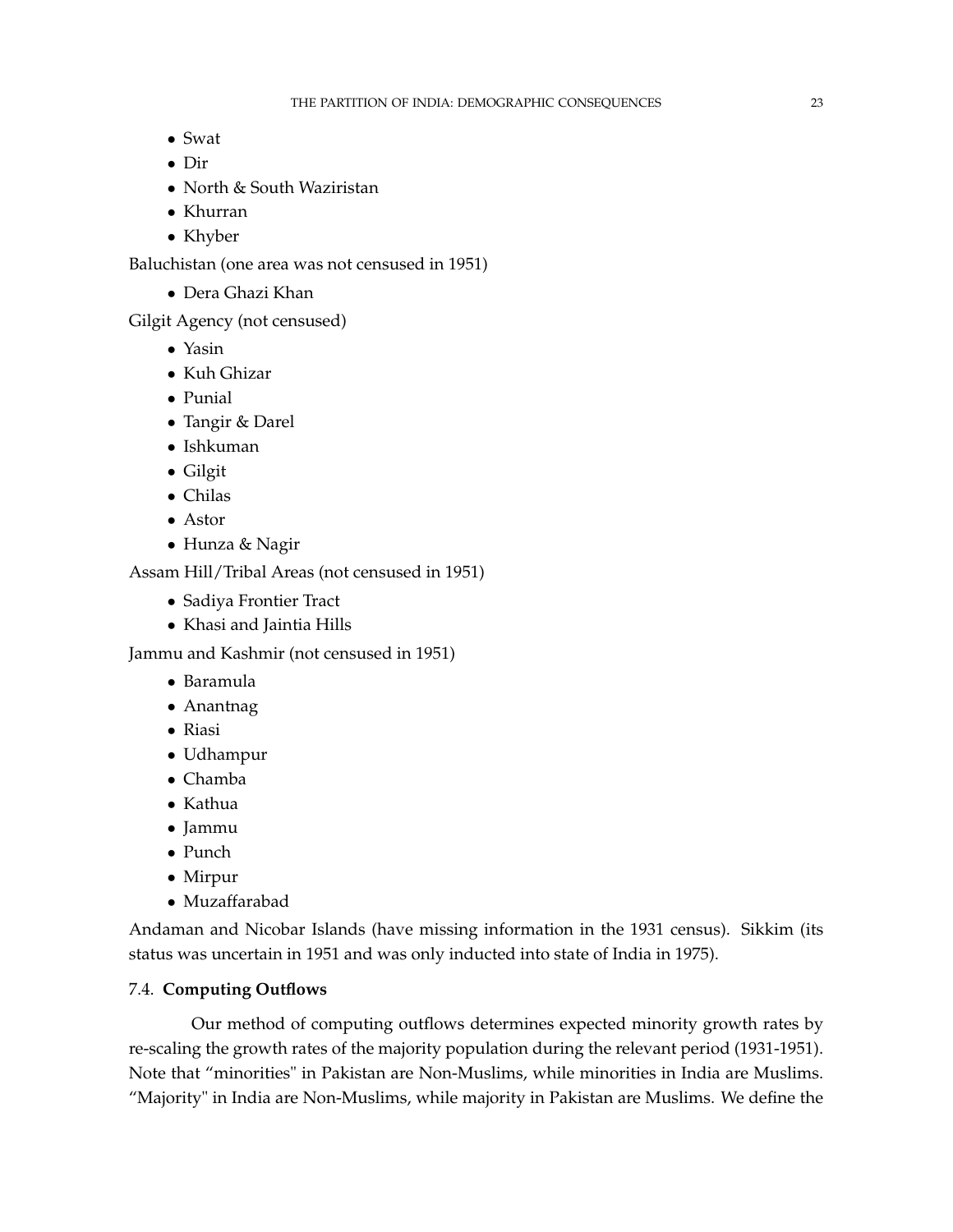- Swat
- Dir
- North & South Waziristan
- Khurran
- Khyber

Baluchistan (one area was not censused in 1951)

- Dera Ghazi Khan

Gilgit Agency (not censused)

- Yasin
- Kuh Ghizar
- Punial
- Tangir & Darel
- Ishkuman
- Gilgit
- Chilas
- Astor
- Hunza & Nagir

Assam Hill/Tribal Areas (not censused in 1951)

- Sadiya Frontier Tract
- Khasi and Jaintia Hills

Jammu and Kashmir (not censused in 1951)

- Baramula
- Anantnag
- Riasi
- Udhampur
- Chamba
- Kathua
- Jammu
- Punch
- Mirpur
- Muzaffarabad

Andaman and Nicobar Islands (have missing information in the 1931 census). Sikkim (its status was uncertain in 1951 and was only inducted into state of India in 1975).

### 7.4. **Computing Outflows**

Our method of computing outflows determines expected minority growth rates by re-scaling the growth rates of the majority population during the relevant period (1931-1951). Note that "minorities" in Pakistan are Non-Muslims, while minorities in India are Muslims. "Majority" in India are Non-Muslims, while majority in Pakistan are Muslims. We define the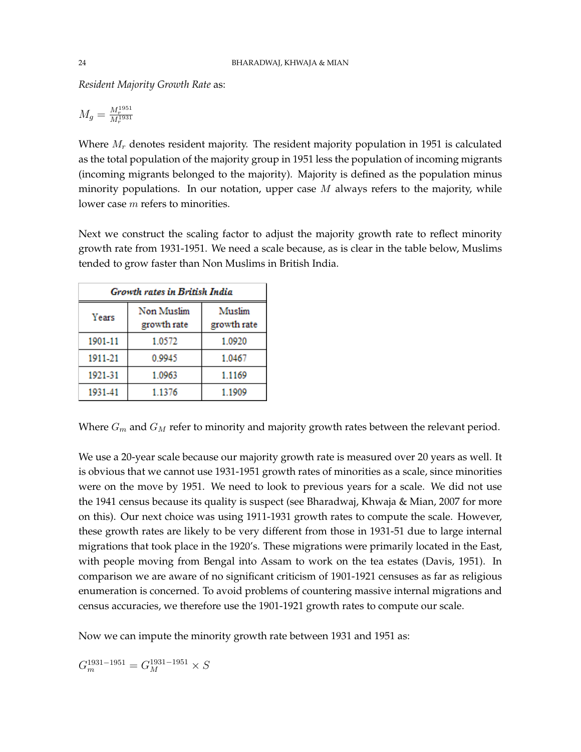*Resident Majority Growth Rate* as:

$$M_g = \frac{M_r^{1951}}{M_r^{1931}}$$

Where $M_r$ denotes resident majority. The resident majority population in 1951 is calculated as the total population of the majority group in 1951 less the population of incoming migrants (incoming migrants belonged to the majority). Majority is defined as the population minus minority populations. In our notation, upper case $M$ always refers to the majority, while lower case $m$ refers to minorities.

Next we construct the scaling factor to adjust the majority growth rate to reflect minority growth rate from 1931-1951. We need a scale because, as is clear in the table below, Muslims tended to grow faster than Non Muslims in British India.

| *Growth rates in British India* | | |
|---|---|---|
| Years | Non Muslim growth rate | Muslim growth rate |
| 1901-11 | 1.0572 | 1.0920 |
| 1911-21 | 0.9945 | 1.0467 |
| 1921-31 | 1.0963 | 1.1169 |
| 1931-41 | 1.1376 | 1.1909 |

Where $G_m$ and $G_M$ refer to minority and majority growth rates between the relevant period.

We use a 20-year scale because our majority growth rate is measured over 20 years as well. It is obvious that we cannot use 1931-1951 growth rates of minorities as a scale, since minorities were on the move by 1951. We need to look to previous years for a scale. We did not use the 1941 census because its quality is suspect (see Bharadwaj, Khwaja & Mian, 2007 for more on this). Our next choice was using 1911-1931 growth rates to compute the scale. However, these growth rates are likely to be very different from those in 1931-51 due to large internal migrations that took place in the 1920's. These migrations were primarily located in the East, with people moving from Bengal into Assam to work on the tea estates (Davis, 1951). In comparison we are aware of no significant criticism of 1901-1921 censuses as far as religious enumeration is concerned. To avoid problems of countering massive internal migrations and census accuracies, we therefore use the 1901-1921 growth rates to compute our scale.

Now we can impute the minority growth rate between 1931 and 1951 as:

$$G_m^{1931-1951} = G_M^{1931-1951} \times S$$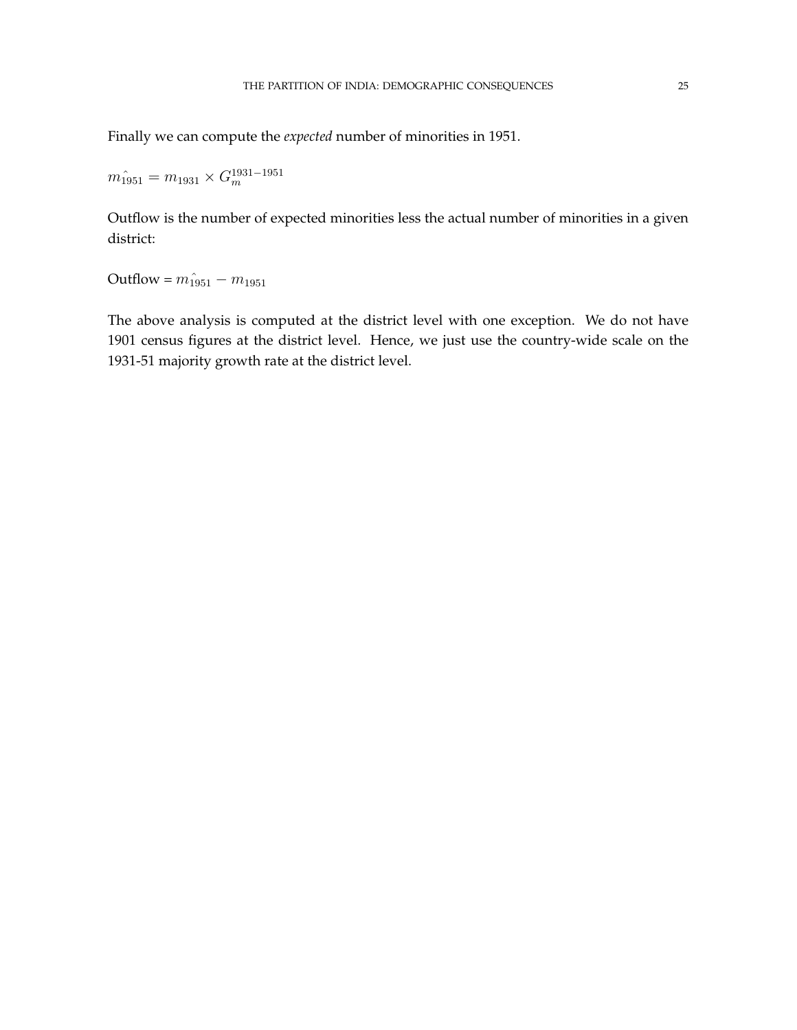Finally we can compute the *expected* number of minorities in 1951.

$$\hat{m_{1951}} = m_{1931} \times G_m^{1931-1951}$$

Outflow is the number of expected minorities less the actual number of minorities in a given district:

Outflow = $\hat{m_{1951}} - m_{1951}$

The above analysis is computed at the district level with one exception. We do not have 1901 census figures at the district level. Hence, we just use the country-wide scale on the 1931-51 majority growth rate at the district level.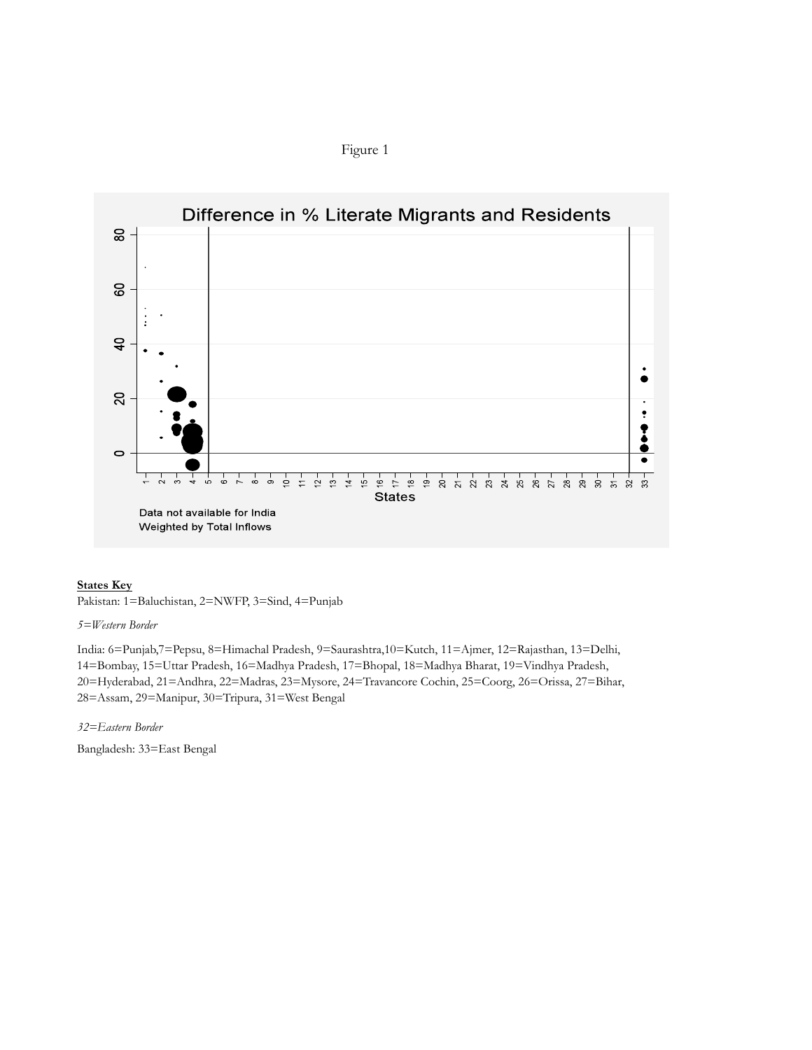Figure 1

Difference in % Literate Migrants and Residents

Data not available for India
Weighted by Total Inflows

**States Key**

Pakistan: 1=Baluchistan, 2=NWFP, 3=Sind, 4=Punjab

*5=Western Border*

India: 6=Punjab,7=Pepsu, 8=Himachal Pradesh, 9=Saurashtra,10=Kutch, 11=Ajmer, 12=Rajasthan, 13=Delhi, 14=Bombay, 15=Uttar Pradesh, 16=Madhya Pradesh, 17=Bhopal, 18=Madhya Bharat, 19=Vindhya Pradesh, 20=Hyderabad, 21=Andhra, 22=Madras, 23=Mysore, 24=Travancore Cochin, 25=Coorg, 26=Orissa, 27=Bihar, 28=Assam, 29=Manipur, 30=Tripura, 31=West Bengal

*32=Eastern Border*

Bangladesh: 33=East Bengal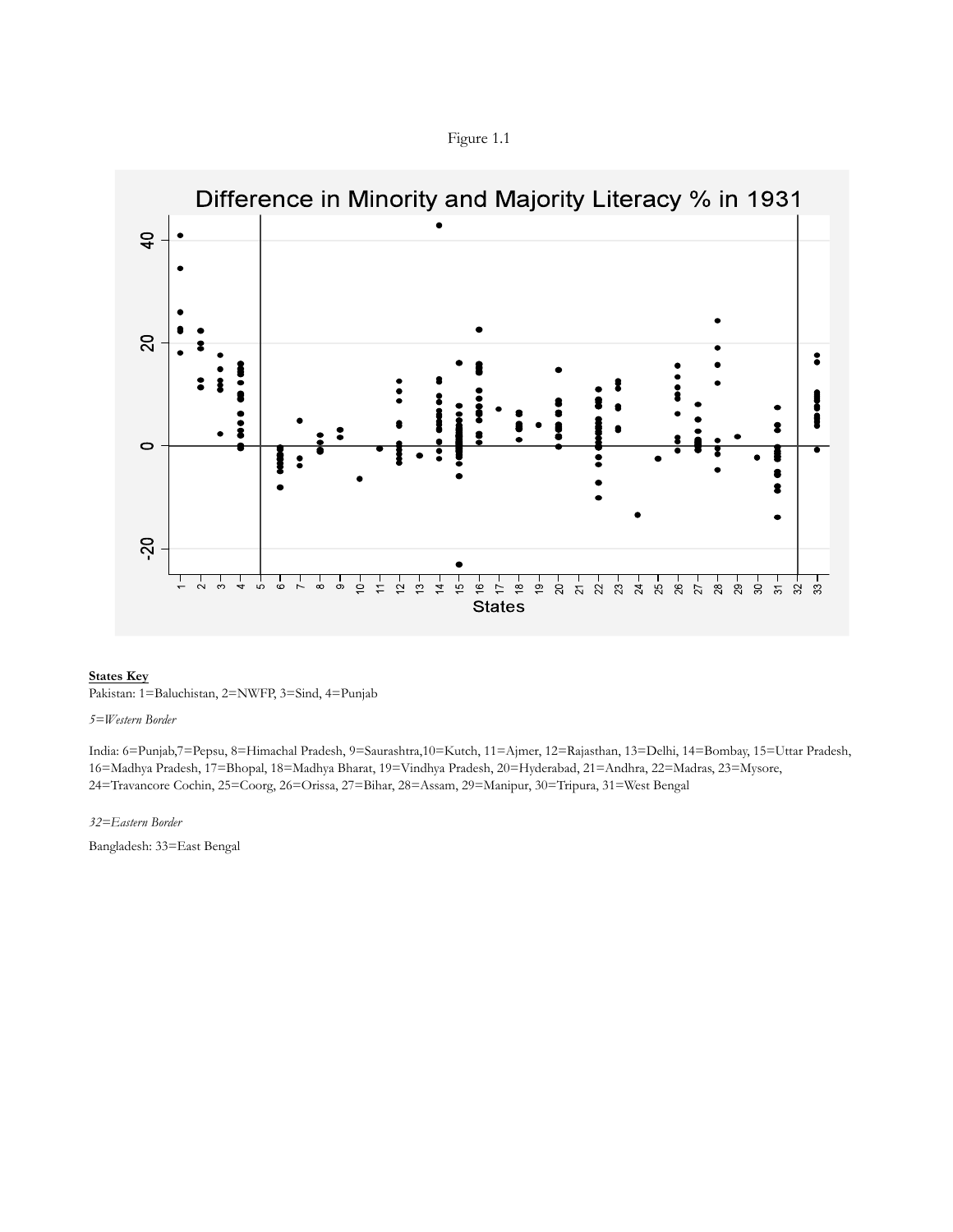Figure 1.1

**States Key**

Pakistan: 1=Baluchistan, 2=NWFP, 3=Sind, 4=Punjab

*5=Western Border*

India: 6=Punjab,7=Pepsu, 8=Himachal Pradesh, 9=Saurashtra,10=Kutch, 11=Ajmer, 12=Rajasthan, 13=Delhi, 14=Bombay, 15=Uttar Pradesh, 16=Madhya Pradesh, 17=Bhopal, 18=Madhya Bharat, 19=Vindhya Pradesh, 20=Hyderabad, 21=Andhra, 22=Madras, 23=Mysore, 24=Travancore Cochin, 25=Coorg, 26=Orissa, 27=Bihar, 28=Assam, 29=Manipur, 30=Tripura, 31=West Bengal

*32=Eastern Border*

Bangladesh: 33=East Bengal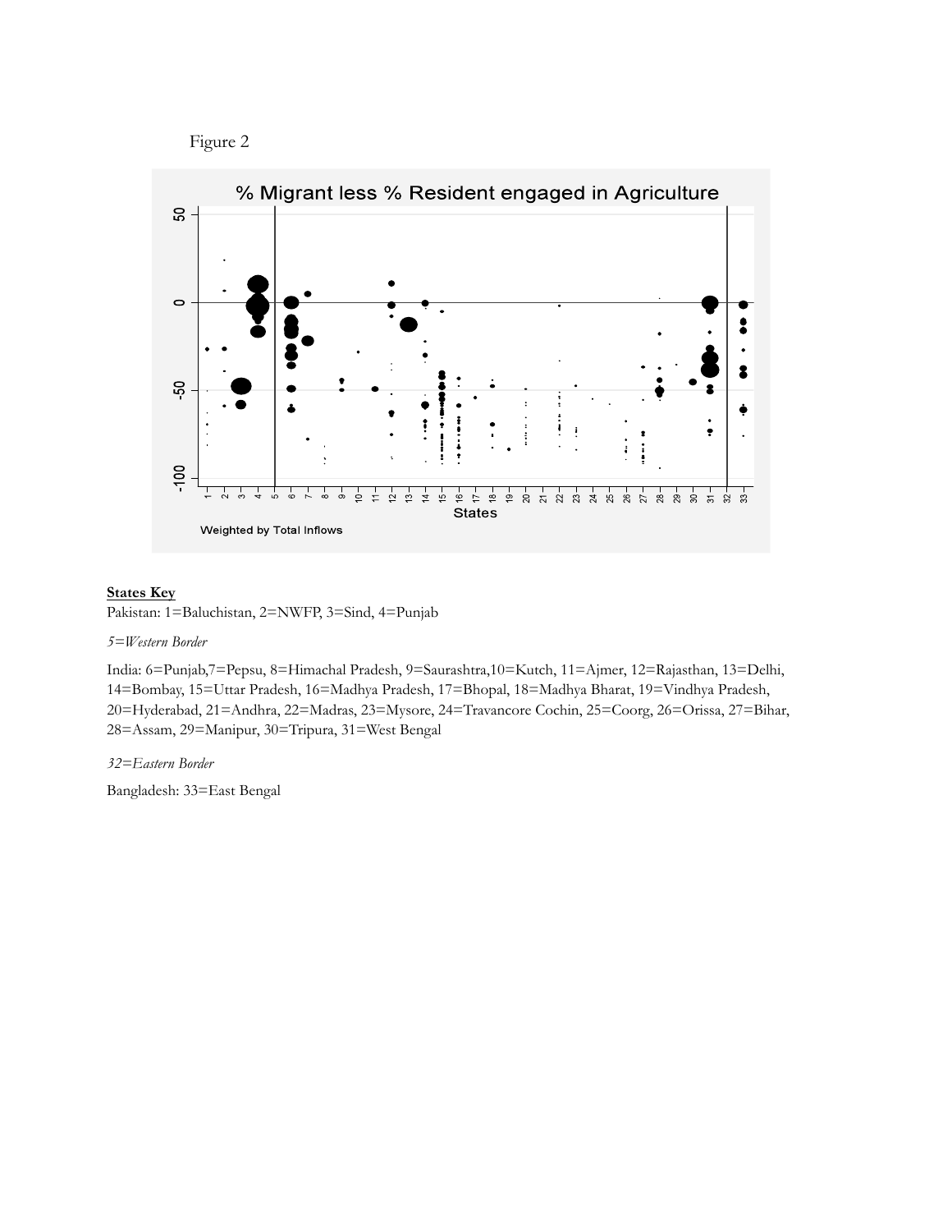Figure 2

**States Key**

Pakistan: 1=Baluchistan, 2=NWFP, 3=Sind, 4=Punjab

*5=Western Border*

India: 6=Punjab,7=Pepsu, 8=Himachal Pradesh, 9=Saurashtra,10=Kutch, 11=Ajmer, 12=Rajasthan, 13=Delhi, 14=Bombay, 15=Uttar Pradesh, 16=Madhya Pradesh, 17=Bhopal, 18=Madhya Bharat, 19=Vindhya Pradesh, 20=Hyderabad, 21=Andhra, 22=Madras, 23=Mysore, 24=Travancore Cochin, 25=Coorg, 26=Orissa, 27=Bihar, 28=Assam, 29=Manipur, 30=Tripura, 31=West Bengal

*32=Eastern Border*

Bangladesh: 33=East Bengal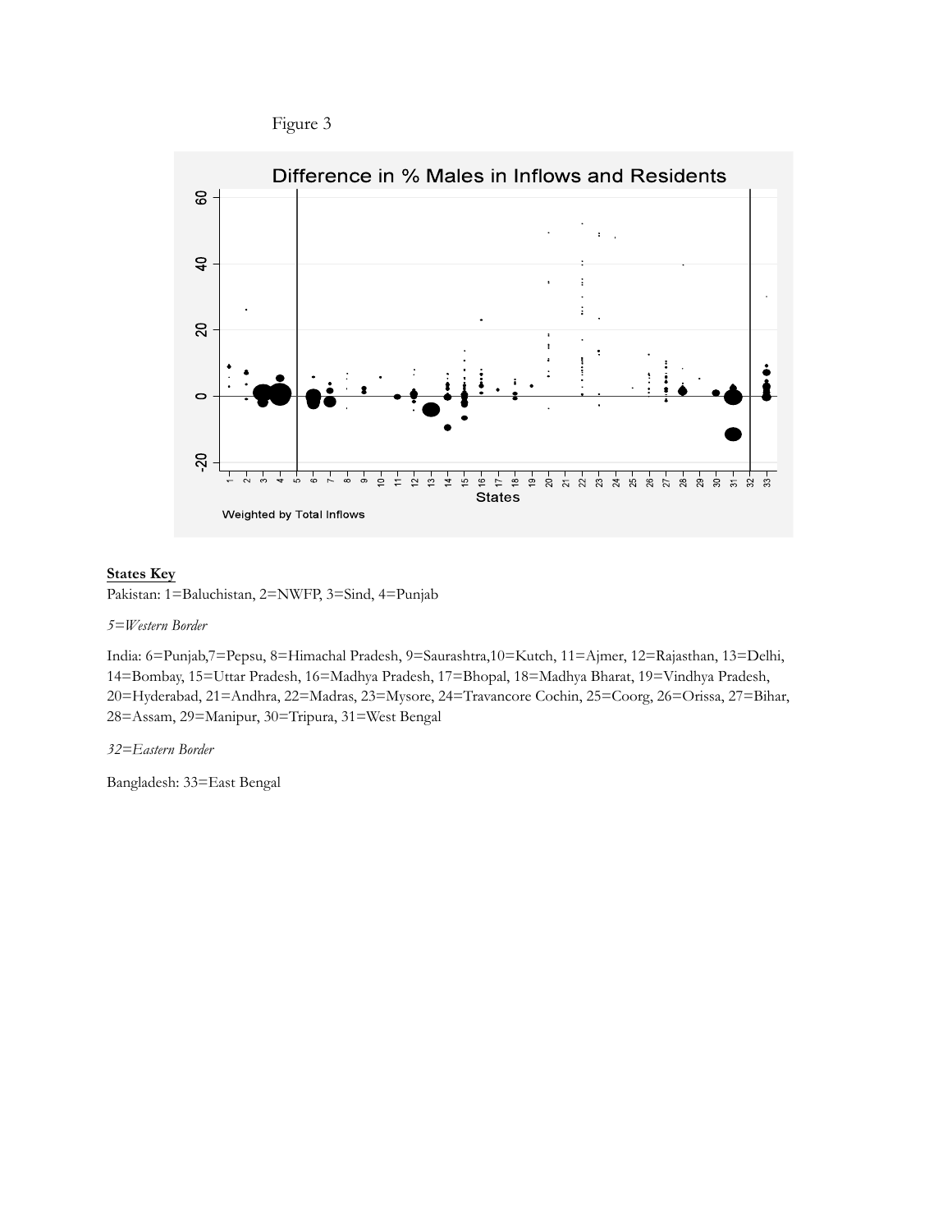Figure 3

Difference in % Males in Inflows and Residents

Weighted by Total Inflows

**States Key**

Pakistan: 1=Baluchistan, 2=NWFP, 3=Sind, 4=Punjab

*5=Western Border*

India: 6=Punjab,7=Pepsu, 8=Himachal Pradesh, 9=Saurashtra,10=Kutch, 11=Ajmer, 12=Rajasthan, 13=Delhi, 14=Bombay, 15=Uttar Pradesh, 16=Madhya Pradesh, 17=Bhopal, 18=Madhya Bharat, 19=Vindhya Pradesh, 20=Hyderabad, 21=Andhra, 22=Madras, 23=Mysore, 24=Travancore Cochin, 25=Coorg, 26=Orissa, 27=Bihar, 28=Assam, 29=Manipur, 30=Tripura, 31=West Bengal

*32=Eastern Border*

Bangladesh: 33=East Bengal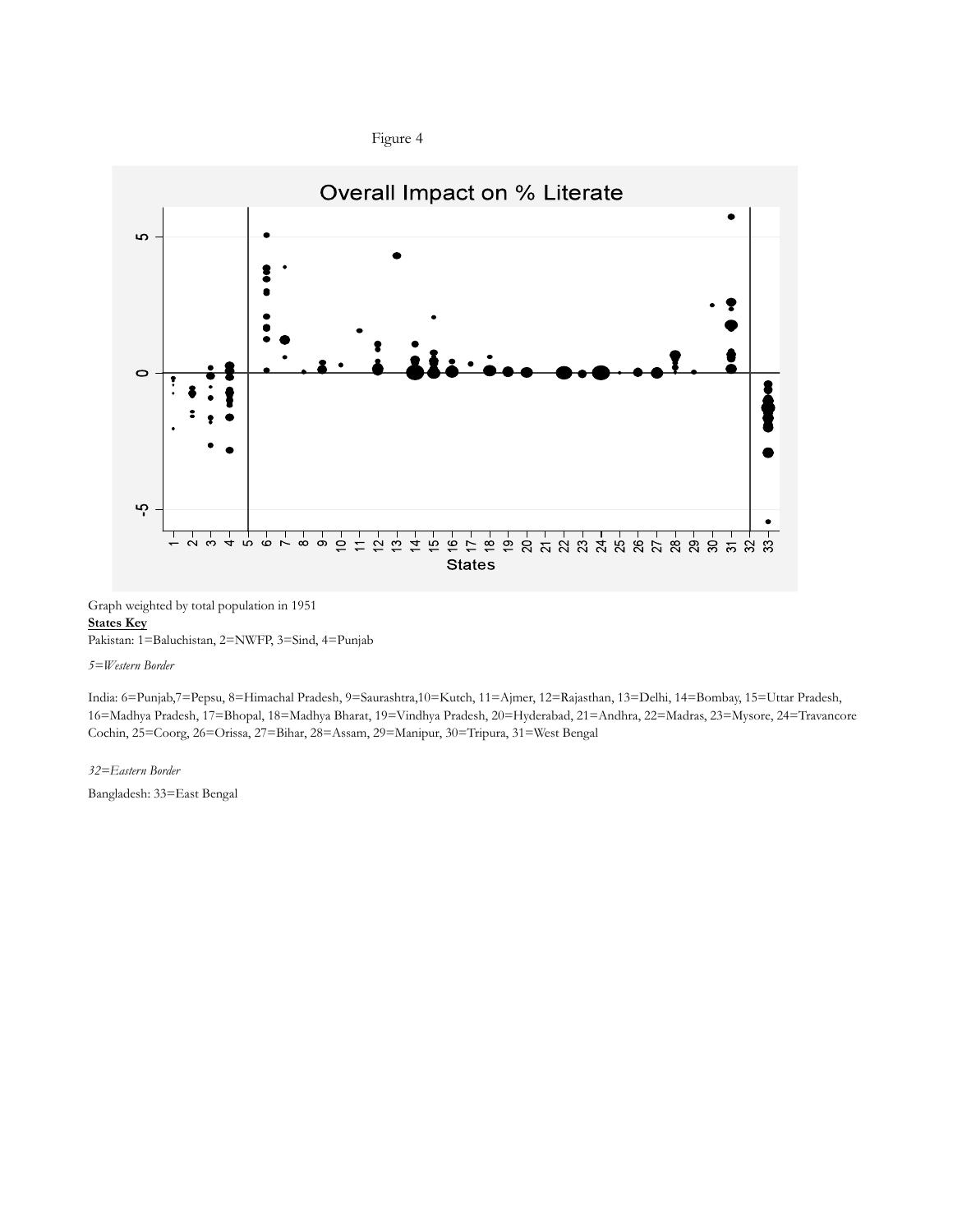Figure 4

Graph weighted by total population in 1951

**States Key**

Pakistan: 1=Baluchistan, 2=NWFP, 3=Sind, 4=Punjab

*5=Western Border*

India: 6=Punjab,7=Pepsu, 8=Himachal Pradesh, 9=Saurashtra,10=Kutch, 11=Ajmer, 12=Rajasthan, 13=Delhi, 14=Bombay, 15=Uttar Pradesh, 16=Madhya Pradesh, 17=Bhopal, 18=Madhya Bharat, 19=Vindhya Pradesh, 20=Hyderabad, 21=Andhra, 22=Madras, 23=Mysore, 24=Travancore Cochin, 25=Coorg, 26=Orissa, 27=Bihar, 28=Assam, 29=Manipur, 30=Tripura, 31=West Bengal

*32=Eastern Border*

Bangladesh: 33=East Bengal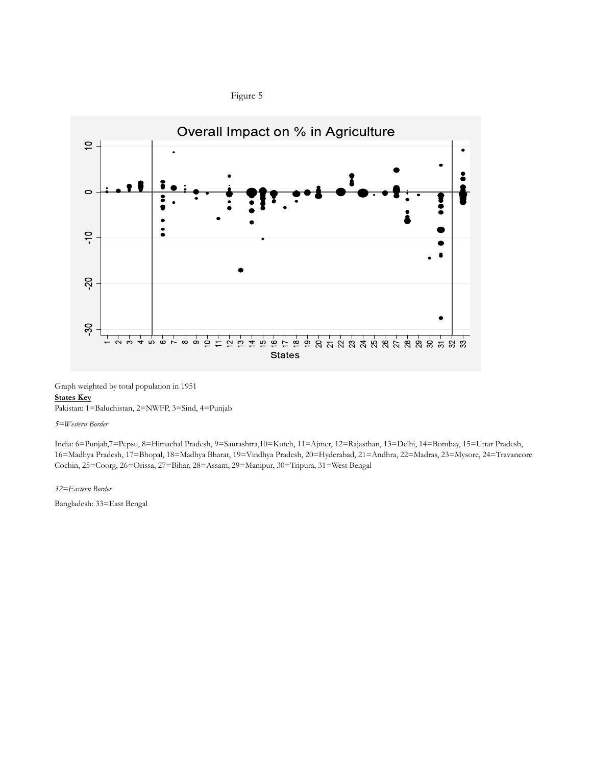Figure 5

Overall Impact on % in Agriculture

Graph weighted by total population in 1951

**States Key**

Pakistan: 1=Baluchistan, 2=NWFP, 3=Sind, 4=Punjab

*5=Western Border*

India: 6=Punjab,7=Pepsu, 8=Himachal Pradesh, 9=Saurashtra,10=Kutch, 11=Ajmer, 12=Rajasthan, 13=Delhi, 14=Bombay, 15=Uttar Pradesh, 16=Madhya Pradesh, 17=Bhopal, 18=Madhya Bharat, 19=Vindhya Pradesh, 20=Hyderabad, 21=Andhra, 22=Madras, 23=Mysore, 24=Travancore Cochin, 25=Coorg, 26=Orissa, 27=Bihar, 28=Assam, 29=Manipur, 30=Tripura, 31=West Bengal

*32=Eastern Border*

Bangladesh: 33=East Bengal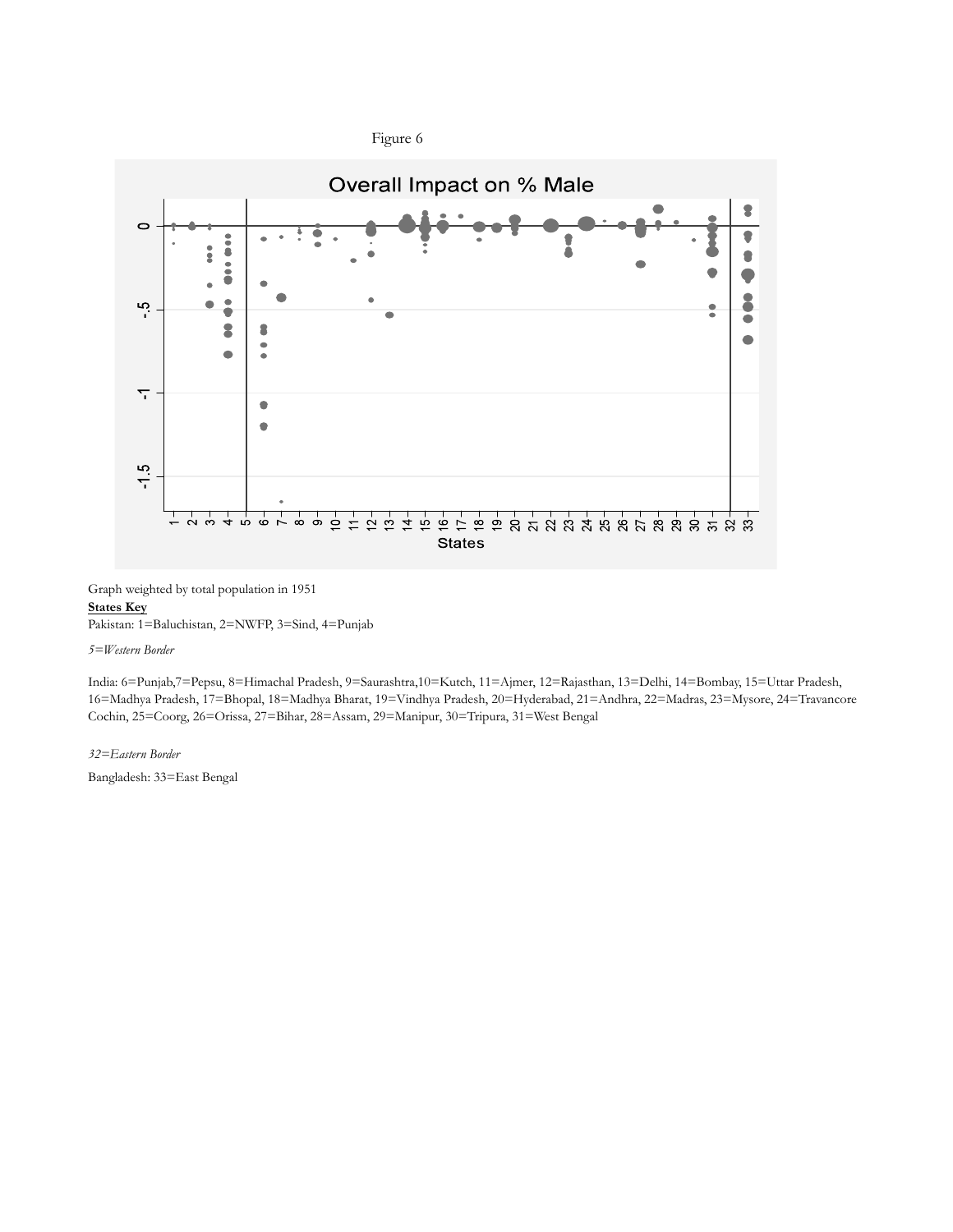Figure 6

Overall Impact on % Male

Graph weighted by total population in 1951

**States Key**

Pakistan: 1=Baluchistan, 2=NWFP, 3=Sind, 4=Punjab

*5=Western Border*

India: 6=Punjab,7=Pepsu, 8=Himachal Pradesh, 9=Saurashtra,10=Kutch, 11=Ajmer, 12=Rajasthan, 13=Delhi, 14=Bombay, 15=Uttar Pradesh, 16=Madhya Pradesh, 17=Bhopal, 18=Madhya Bharat, 19=Vindhya Pradesh, 20=Hyderabad, 21=Andhra, 22=Madras, 23=Mysore, 24=Travancore Cochin, 25=Coorg, 26=Orissa, 27=Bihar, 28=Assam, 29=Manipur, 30=Tripura, 31=West Bengal

*32=Eastern Border*

Bangladesh: 33=East Bengal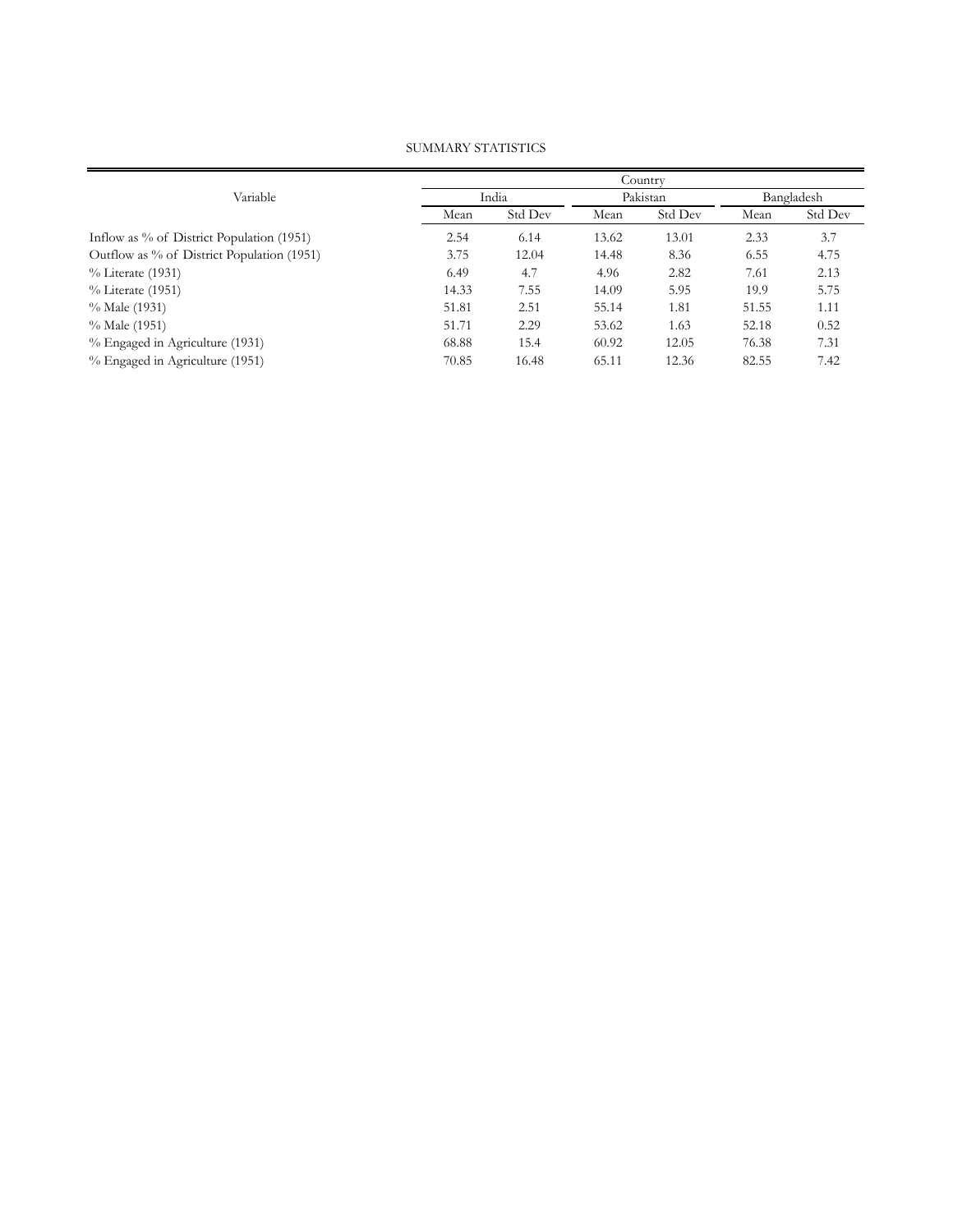SUMMARY STATISTICS

| Variable | Country | | | | | |
|---|---|---|---|---|---|---|
| | India | | Pakistan | | Bangladesh | |
| | Mean | Std Dev | Mean | Std Dev | Mean | Std Dev |
| Inflow as % of District Population (1951) | 2.54 | 6.14 | 13.62 | 13.01 | 2.33 | 3.7 |
| Outflow as % of District Population (1951) | 3.75 | 12.04 | 14.48 | 8.36 | 6.55 | 4.75 |
| % Literate (1931) | 6.49 | 4.7 | 4.96 | 2.82 | 7.61 | 2.13 |
| % Literate (1951) | 14.33 | 7.55 | 14.09 | 5.95 | 19.9 | 5.75 |
| % Male (1931) | 51.81 | 2.51 | 55.14 | 1.81 | 51.55 | 1.11 |
| % Male (1951) | 51.71 | 2.29 | 53.62 | 1.63 | 52.18 | 0.52 |
| % Engaged in Agriculture (1931) | 68.88 | 15.4 | 60.92 | 12.05 | 76.38 | 7.31 |
| % Engaged in Agriculture (1951) | 70.85 | 16.48 | 65.11 | 12.36 | 82.55 | 7.42 |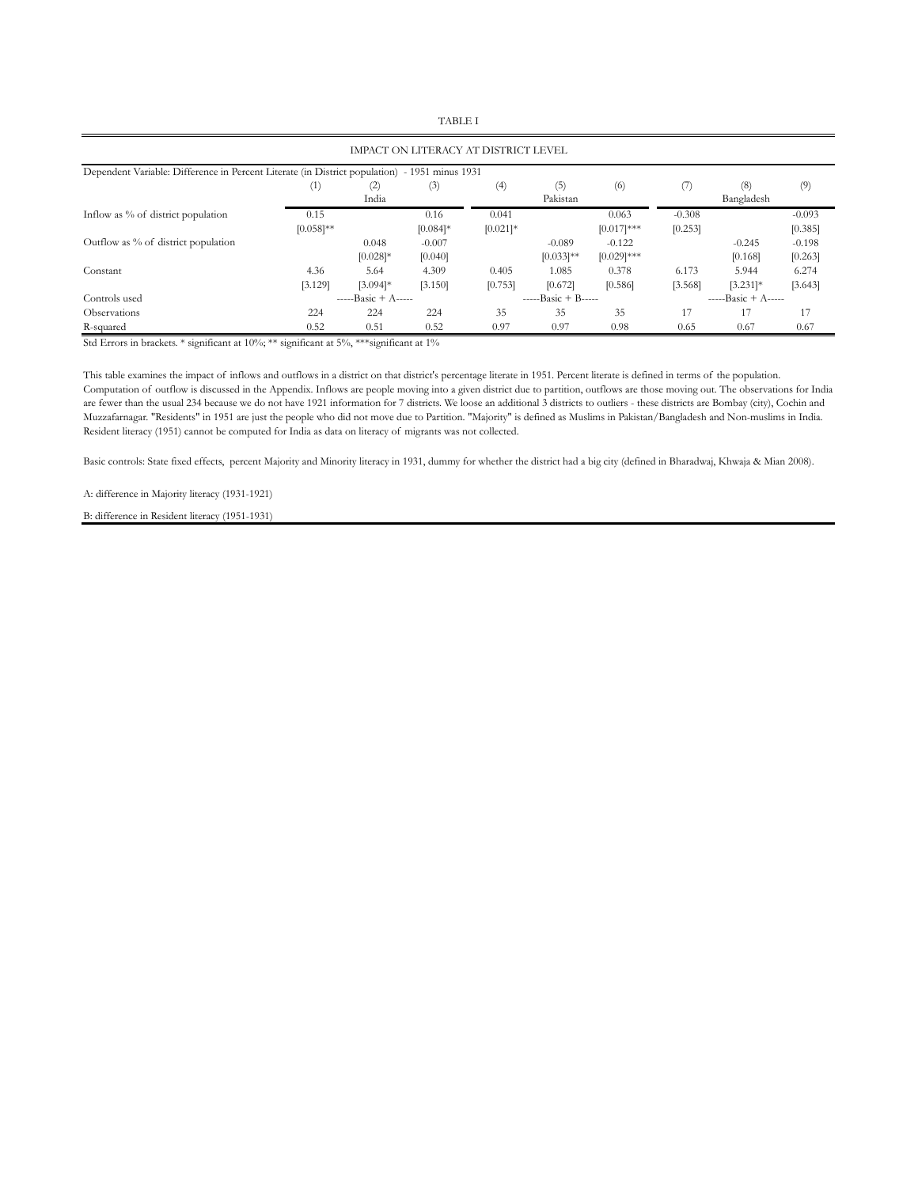TABLE I

IMPACT ON LITERACY AT DISTRICT LEVEL

| Dependent Variable: Difference in Percent Literate (in District population) - 1951 minus 1931 | (1) | (2) | (3) | (4) | (5) | (6) | (7) | (8) | (9) |
|---|---|---|---|---|---|---|---|---|---|
| | | India | | | Pakistan | | | Bangladesh | |
| Inflow as % of district population | 0.15 | | 0.16 | 0.041 | | 0.063 | -0.308 | | -0.093 |
| | [0.058]** | | [0.084]* | [0.021]* | | [0.017]*** | [0.253] | | [0.385] |
| Outflow as % of district population | | 0.048 | -0.007 | | -0.089 | -0.122 | | -0.245 | -0.198 |
| | | [0.028]* | [0.040] | | [0.033]** | [0.029]*** | | [0.168] | [0.263] |
| Constant | 4.36 | 5.64 | 4.309 | 0.405 | 1.085 | 0.378 | 6.173 | 5.944 | 6.274 |
| | [3.129] | [3.094]* | [3.150] | [0.753] | [0.672] | [0.586] | [3.568] | [3.231]* | [3.643] |
| Controls used | | -----Basic + A----- | | | -----Basic + B----- | | | -----Basic + A----- | |
| Observations | 224 | 224 | 224 | 35 | 35 | 35 | 17 | 17 | 17 |
| R-squared | 0.52 | 0.51 | 0.52 | 0.97 | 0.97 | 0.98 | 0.65 | 0.67 | 0.67 |

Std Errors in brackets. * significant at 10%; ** significant at 5%, ***significant at 1%

This table examines the impact of inflows and outflows in a district on that district's percentage literate in 1951. Percent literate is defined in terms of the population. Computation of outflow is discussed in the Appendix. Inflows are people moving into a given district due to partition, outflows are those moving out. The observations for India are fewer than the usual 234 because we do not have 1921 information for 7 districts. We loose an additional 3 districts to outliers - these districts are Bombay (city), Cochin and Muzzafarnagar. "Residents" in 1951 are just the people who did not move due to Partition. "Majority" is defined as Muslims in Pakistan/Bangladesh and Non-muslims in India. Resident literacy (1951) cannot be computed for India as data on literacy of migrants was not collected.

Basic controls: State fixed effects, percent Majority and Minority literacy in 1931, dummy for whether the district had a big city (defined in Bharadwaj, Khwaja & Mian 2008).

A: difference in Majority literacy (1931-1921)

B: difference in Resident literacy (1951-1931)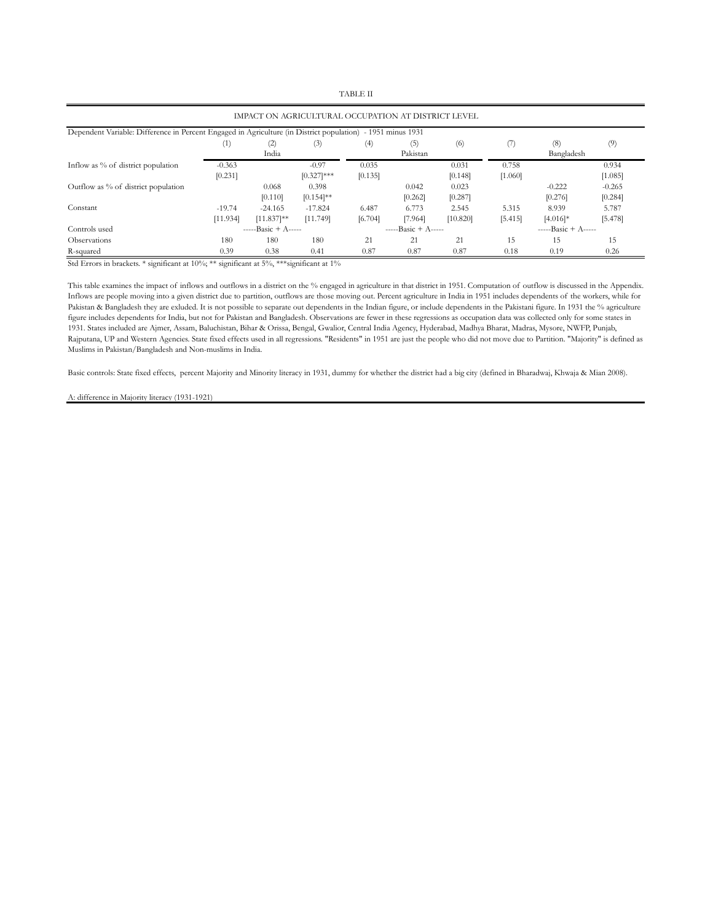TABLE II

IMPACT ON AGRICULTURAL OCCUPATION AT DISTRICT LEVEL

| Dependent Variable: Difference in Percent Engaged in Agriculture (in District population) - 1951 minus 1931 | (1) | (2) | (3) | (4) | (5) | (6) | (7) | (8) | (9) |
|---|---|---|---|---|---|---|---|---|---|
| | | India | | | Pakistan | | | Bangladesh | |
| Inflow as % of district population | -0.363 | | -0.97 | 0.035 | | 0.031 | 0.758 | | 0.934 |
| | [0.231] | | [0.327]*** | [0.135] | | [0.148] | [1.060] | | [1.085] |
| Outflow as % of district population | | 0.068 | 0.398 | | 0.042 | 0.023 | | -0.222 | -0.265 |
| | | [0.110] | [0.154]** | | [0.262] | [0.287] | | [0.276] | [0.284] |
| Constant | -19.74 | -24.165 | -17.824 | 6.487 | 6.773 | 2.545 | 5.315 | 8.939 | 5.787 |
| | [11.934] | [11.837]** | [11.749] | [6.704] | [7.964] | [10.820] | [5.415] | [4.016]* | [5.478] |
| Controls used | -----Basic + A----- | | | -----Basic + A----- | | | -----Basic + A----- | | |
| Observations | 180 | 180 | 180 | 21 | 21 | 21 | 15 | 15 | 15 |
| R-squared | 0.39 | 0.38 | 0.41 | 0.87 | 0.87 | 0.87 | 0.18 | 0.19 | 0.26 |

Std Errors in brackets. * significant at 10%; ** significant at 5%, ***significant at 1%

This table examines the impact of inflows and outflows in a district on the % engaged in agriculture in that district in 1951. Computation of outflow is discussed in the Appendix. Inflows are people moving into a given district due to partition, outflows are those moving out. Percent agriculture in India in 1951 includes dependents of the workers, while for Pakistan & Bangladesh they are exluded. It is not possible to separate out dependents in the Indian figure, or include dependents in the Pakistani figure. In 1931 the % agriculture figure includes dependents for India, but not for Pakistan and Bangladesh. Observations are fewer in these regressions as occupation data was collected only for some states in 1931. States included are Ajmer, Assam, Baluchistan, Bihar & Orissa, Bengal, Gwalior, Central India Agency, Hyderabad, Madhya Bharat, Madras, Mysore, NWFP, Punjab, Rajputana, UP and Western Agencies. State fixed effects used in all regressions. "Residents" in 1951 are just the people who did not move due to Partition. "Majority" is defined as Muslims in Pakistan/Bangladesh and Non-muslims in India.

Basic controls: State fixed effects, percent Majority and Minority literacy in 1931, dummy for whether the district had a big city (defined in Bharadwaj, Khwaja & Mian 2008).

A: difference in Majority literacy (1931-1921)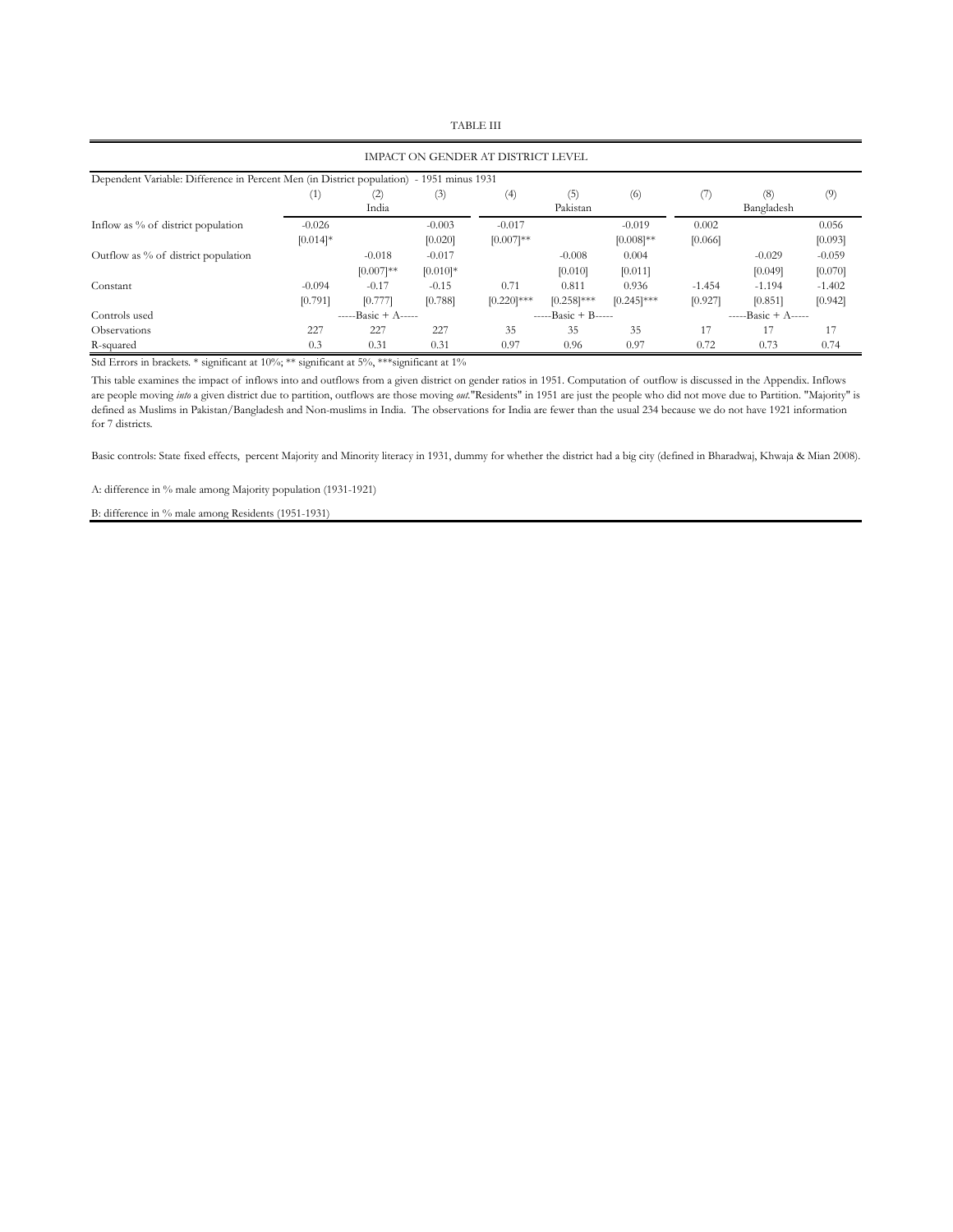TABLE III

IMPACT ON GENDER AT DISTRICT LEVEL

| Dependent Variable: Difference in Percent Men (in District population) - 1951 minus 1931 | (1) | (2) | (3) | (4) | (5) | (6) | (7) | (8) | (9) |
|---|---|---|---|---|---|---|---|---|---|
| | | India | | | Pakistan | | | Bangladesh | |
| Inflow as % of district population | -0.026 | | -0.003 | -0.017 | | -0.019 | 0.002 | | 0.056 |
| | [0.014]* | | [0.020] | [0.007]** | | [0.008]** | [0.066] | | [0.093] |
| Outflow as % of district population | | -0.018 | -0.017 | | -0.008 | 0.004 | | -0.029 | -0.059 |
| | | [0.007]** | [0.010]* | | [0.010] | [0.011] | | [0.049] | [0.070] |
| Constant | -0.094 | -0.17 | -0.15 | 0.71 | 0.811 | 0.936 | -1.454 | -1.194 | -1.402 |
| | [0.791] | [0.777] | [0.788] | [0.220]*** | [0.258]*** | [0.245]*** | [0.927] | [0.851] | [0.942] |
| Controls used | | -----Basic + A----- | | | -----Basic + B----- | | | -----Basic + A----- | |
| Observations | 227 | 227 | 227 | 35 | 35 | 35 | 17 | 17 | 17 |
| R-squared | 0.3 | 0.31 | 0.31 | 0.97 | 0.96 | 0.97 | 0.72 | 0.73 | 0.74 |

Std Errors in brackets. * significant at 10%; ** significant at 5%, ***significant at 1%

This table examines the impact of inflows into and outflows from a given district on gender ratios in 1951. Computation of outflow is discussed in the Appendix. Inflows are people moving *into* a given district due to partition, outflows are those moving *out*."Residents" in 1951 are just the people who did not move due to Partition. "Majority" is defined as Muslims in Pakistan/Bangladesh and Non-muslims in India. The observations for India are fewer than the usual 234 because we do not have 1921 information for 7 districts.

Basic controls: State fixed effects, percent Majority and Minority literacy in 1931, dummy for whether the district had a big city (defined in Bharadwaj, Khwaja & Mian 2008).

A: difference in % male among Majority population (1931-1921)

B: difference in % male among Residents (1951-1931)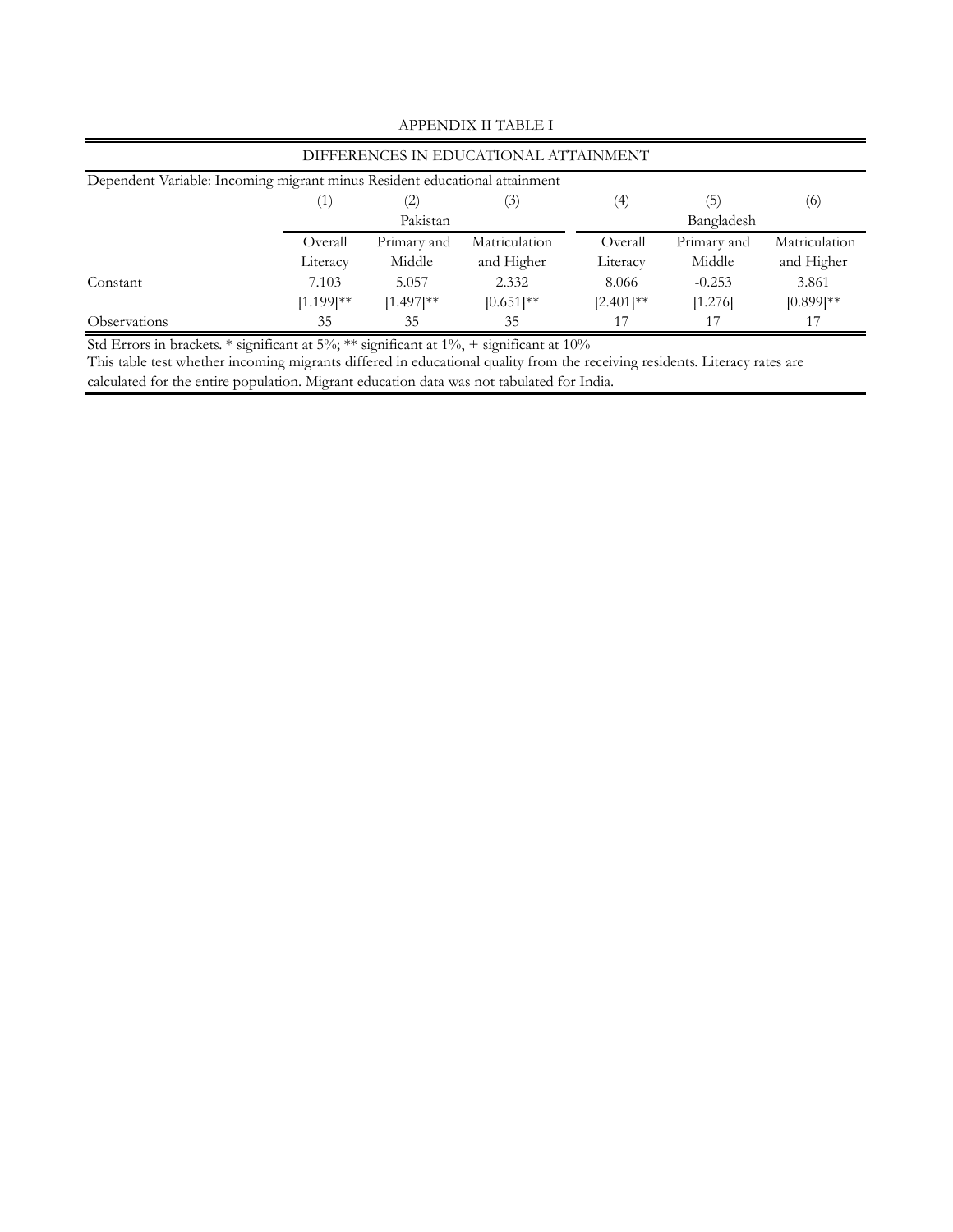## APPENDIX II TABLE I

| DIFFERENCES IN EDUCATIONAL ATTAINMENT | | | | | | |
|---|---|---|---|---|---|---|
| Dependent Variable: Incoming migrant minus Resident educational attainment | | | | | | |
| | (1) | (2) | (3) | (4) | (5) | (6) |
| | Pakistan | | | Bangladesh | | |
| | Overall Literacy | Primary and Middle | Matriculation and Higher | Overall Literacy | Primary and Middle | Matriculation and Higher |
| Constant | 7.103 | 5.057 | 2.332 | 8.066 | -0.253 | 3.861 |
| | [1.199]** | [1.497]** | [0.651]** | [2.401]** | [1.276] | [0.899]** |
| Observations | 35 | 35 | 35 | 17 | 17 | 17 |

Std Errors in brackets. * significant at 5%; ** significant at 1%, + significant at 10%

This table test whether incoming migrants differed in educational quality from the receiving residents. Literacy rates are calculated for the entire population. Migrant education data was not tabulated for India.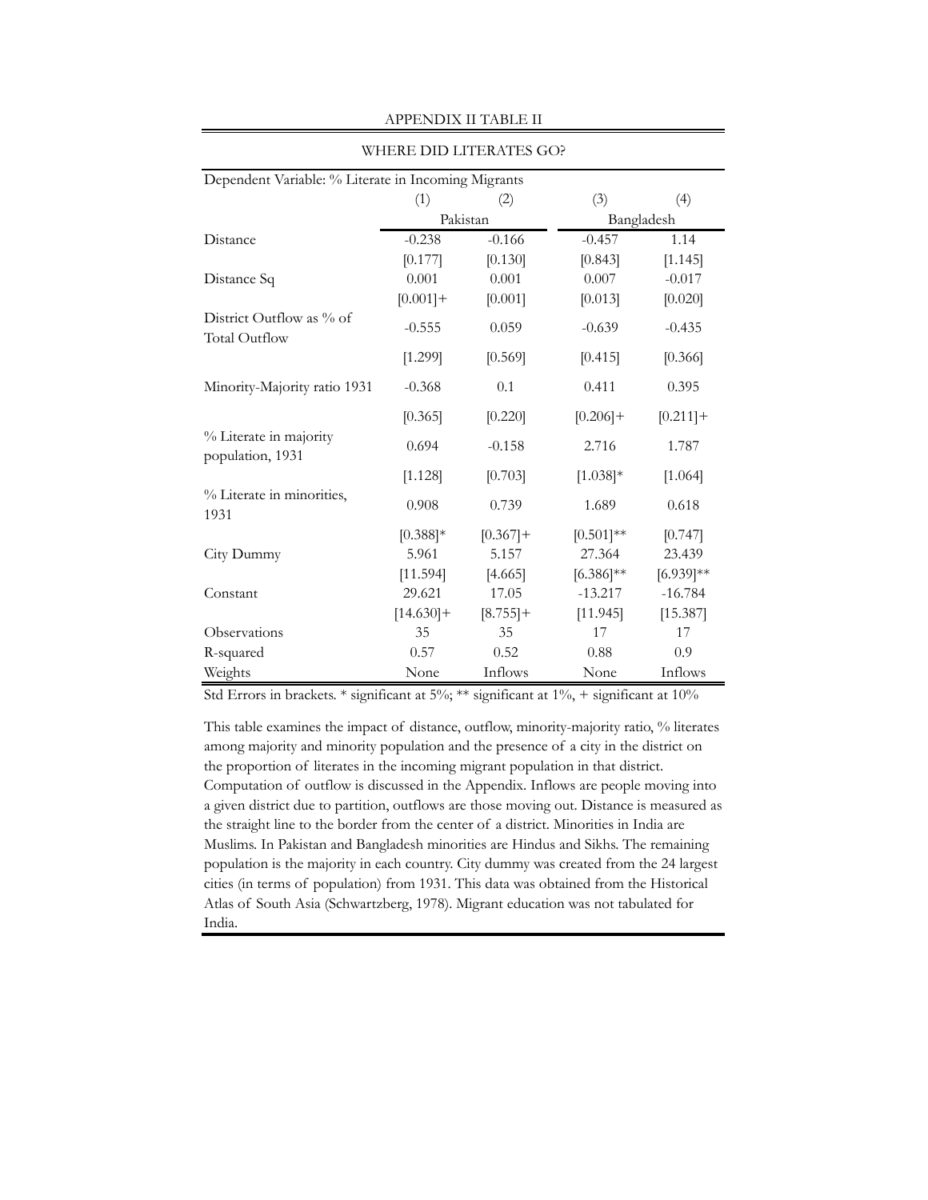APPENDIX II TABLE II

WHERE DID LITERATES GO?

| Dependent Variable: % Literate in Incoming Migrants | | | | |
|---|---|---|---|---|
| | (1) | (2) | (3) | (4) |
| | Pakistan | | Bangladesh | |
| Distance | -0.238 | -0.166 | -0.457 | 1.14 |
| | [0.177] | [0.130] | [0.843] | [1.145] |
| Distance Sq | 0.001 | 0.001 | 0.007 | -0.017 |
| | [0.001]+ | [0.001] | [0.013] | [0.020] |
| District Outflow as % of Total Outflow | -0.555 | 0.059 | -0.639 | -0.435 |
| | [1.299] | [0.569] | [0.415] | [0.366] |
| Minority-Majority ratio 1931 | -0.368 | 0.1 | 0.411 | 0.395 |
| | [0.365] | [0.220] | [0.206]+ | [0.211]+ |
| % Literate in majority population, 1931 | 0.694 | -0.158 | 2.716 | 1.787 |
| | [1.128] | [0.703] | [1.038]* | [1.064] |
| % Literate in minorities, 1931 | 0.908 | 0.739 | 1.689 | 0.618 |
| | [0.388]* | [0.367]+ | [0.501]** | [0.747] |
| City Dummy | 5.961 | 5.157 | 27.364 | 23.439 |
| | [11.594] | [4.665] | [6.386]** | [6.939]** |
| Constant | 29.621 | 17.05 | -13.217 | -16.784 |
| | [14.630]+ | [8.755]+ | [11.945] | [15.387] |
| Observations | 35 | 35 | 17 | 17 |
| R-squared | 0.57 | 0.52 | 0.88 | 0.9 |
| Weights | None | Inflows | None | Inflows |

Std Errors in brackets. * significant at 5%; ** significant at 1%, + significant at 10%

This table examines the impact of distance, outflow, minority-majority ratio, % literates among majority and minority population and the presence of a city in the district on the proportion of literates in the incoming migrant population in that district. Computation of outflow is discussed in the Appendix. Inflows are people moving into a given district due to partition, outflows are those moving out. Distance is measured as the straight line to the border from the center of a district. Minorities in India are Muslims. In Pakistan and Bangladesh minorities are Hindus and Sikhs. The remaining population is the majority in each country. City dummy was created from the 24 largest cities (in terms of population) from 1931. This data was obtained from the Historical Atlas of South Asia (Schwartzberg, 1978). Migrant education was not tabulated for India.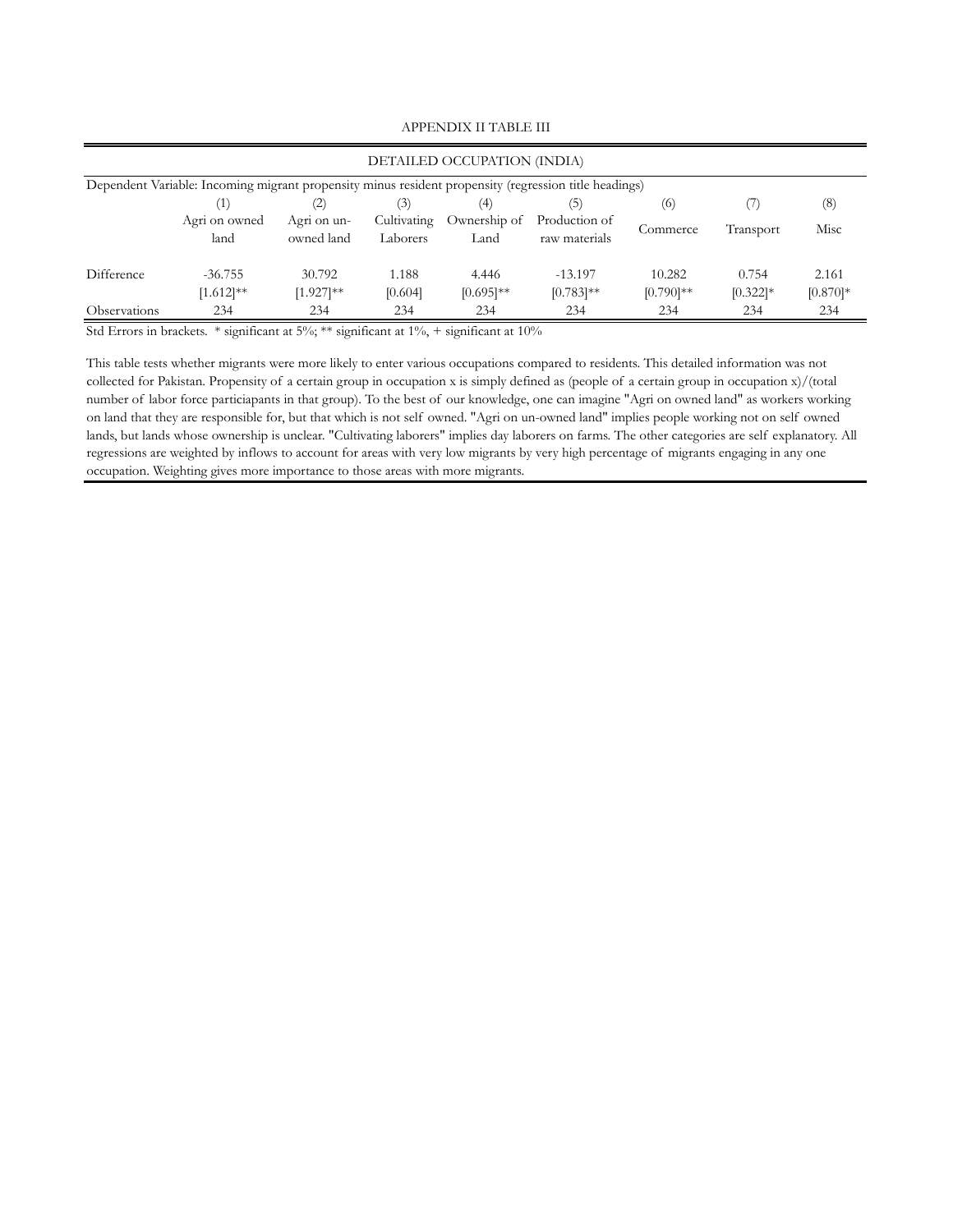APPENDIX II TABLE III

| DETAILED OCCUPATION (INDIA) | | | | | | | | |
|---|---|---|---|---|---|---|---|---|
| Dependent Variable: Incoming migrant propensity minus resident propensity (regression title headings) | | | | | | | | |
| | (1) | (2) | (3) | (4) | (5) | (6) | (7) | (8) |
| | Agri on owned land | Agri on un-owned land | Cultivating Laborers | Ownership of Land | Production of raw materials | Commerce | Transport | Misc |
| Difference | -36.755 | 30.792 | 1.188 | 4.446 | -13.197 | 10.282 | 0.754 | 2.161 |
| | [1.612]** | [1.927]** | [0.604] | [0.695]** | [0.783]** | [0.790]** | [0.322]* | [0.870]* |
| Observations | 234 | 234 | 234 | 234 | 234 | 234 | 234 | 234 |

Std Errors in brackets. * significant at 5%; ** significant at 1%, + significant at 10%

This table tests whether migrants were more likely to enter various occupations compared to residents. This detailed information was not collected for Pakistan. Propensity of a certain group in occupation x is simply defined as (people of a certain group in occupation x)/(total number of labor force particiapants in that group). To the best of our knowledge, one can imagine "Agri on owned land" as workers working on land that they are responsible for, but that which is not self owned. "Agri on un-owned land" implies people working not on self owned lands, but lands whose ownership is unclear. "Cultivating laborers" implies day laborers on farms. The other categories are self explanatory. All regressions are weighted by inflows to account for areas with very low migrants by very high percentage of migrants engaging in any one occupation. Weighting gives more importance to those areas with more migrants.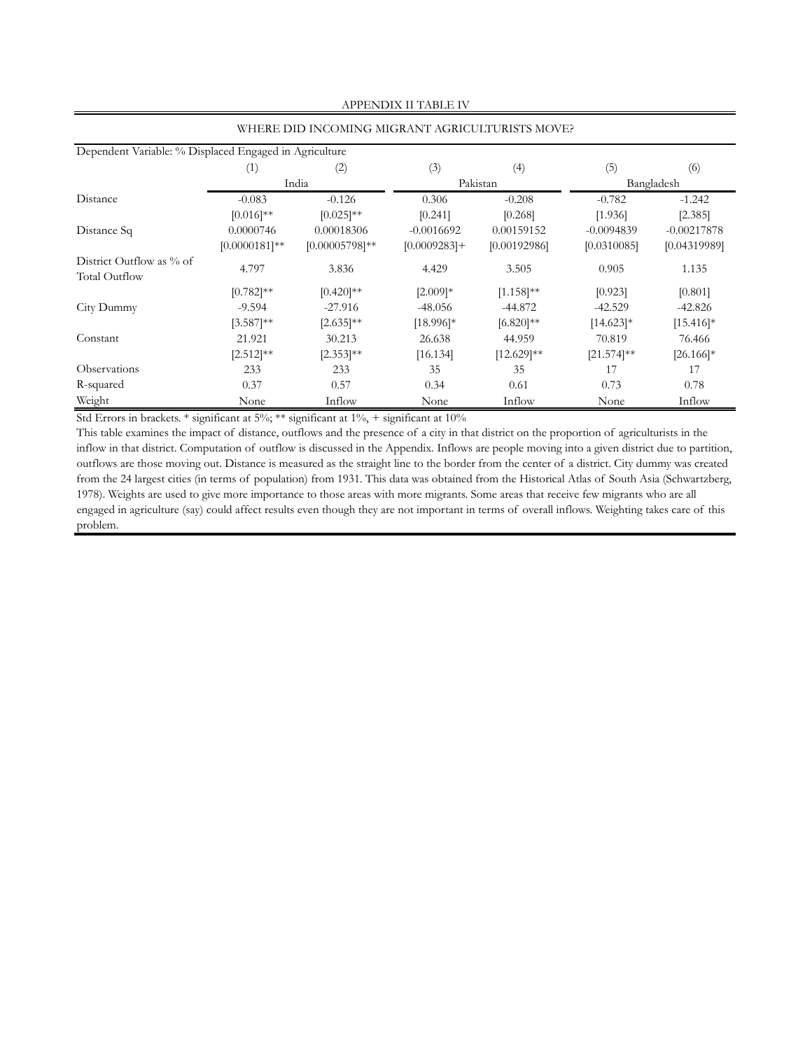APPENDIX II TABLE IV

WHERE DID INCOMING MIGRANT AGRICULTURISTS MOVE?

| Dependent Variable: % Displaced Engaged in Agriculture | (1) | (2) | (3) | (4) | (5) | (6) |
|---|---|---|---|---|---|---|
| | India | | Pakistan | | Bangladesh | |
| Distance | -0.083 | -0.126 | 0.306 | -0.208 | -0.782 | -1.242 |
| | [0.016]** | [0.025]** | [0.241] | [0.268] | [1.936] | [2.385] |
| Distance Sq | 0.0000746 | 0.00018306 | -0.0016692 | 0.00159152 | -0.0094839 | -0.00217878 |
| | [0.0000181]** | [0.00005798]** | [0.0009283]+ | [0.00192986] | [0.0310085] | [0.04319989] |
| District Outflow as % of Total Outflow | 4.797 | 3.836 | 4.429 | 3.505 | 0.905 | 1.135 |
| | [0.782]** | [0.420]** | [2.009]* | [1.158]** | [0.923] | [0.801] |
| City Dummy | -9.594 | -27.916 | -48.056 | -44.872 | -42.529 | -42.826 |
| | [3.587]** | [2.635]** | [18.996]* | [6.820]** | [14.623]* | [15.416]* |
| Constant | 21.921 | 30.213 | 26.638 | 44.959 | 70.819 | 76.466 |
| | [2.512]** | [2.353]** | [16.134] | [12.629]** | [21.574]** | [26.166]* |
| Observations | 233 | 233 | 35 | 35 | 17 | 17 |
| R-squared | 0.37 | 0.57 | 0.34 | 0.61 | 0.73 | 0.78 |
| Weight | None | Inflow | None | Inflow | None | Inflow |

Std Errors in brackets. * significant at 5%; ** significant at 1%, + significant at 10%

This table examines the impact of distance, outflows and the presence of a city in that district on the proportion of agriculturists in the inflow in that district. Computation of outflow is discussed in the Appendix. Inflows are people moving into a given district due to partition, outflows are those moving out. Distance is measured as the straight line to the border from the center of a district. City dummy was created from the 24 largest cities (in terms of population) from 1931. This data was obtained from the Historical Atlas of South Asia (Schwartzberg, 1978). Weights are used to give more importance to those areas with more migrants. Some areas that receive few migrants who are all engaged in agriculture (say) could affect results even though they are not important in terms of overall inflows. Weighting takes care of this problem.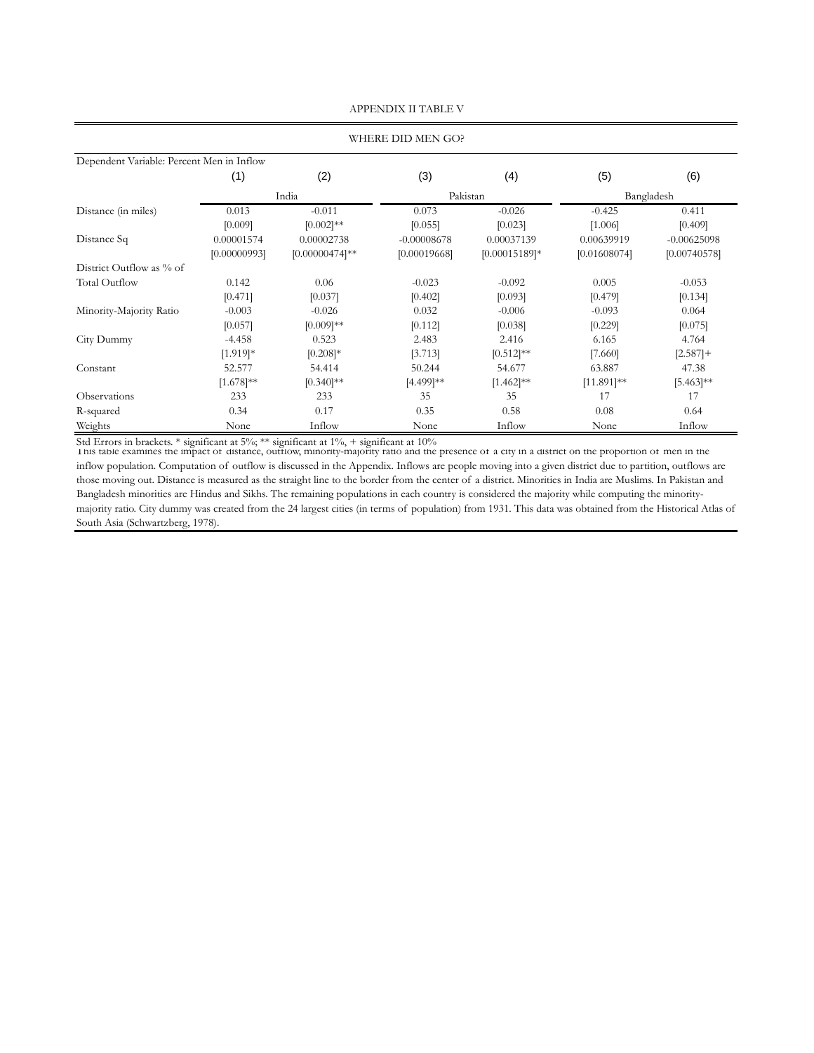APPENDIX II TABLE V

WHERE DID MEN GO?

| Dependent Variable: Percent Men in Inflow | (1) | (2) | (3) | (4) | (5) | (6) |
|---|---|---|---|---|---|---|
| | India | | Pakistan | | Bangladesh | |
| Distance (in miles) | 0.013 | -0.011 | 0.073 | -0.026 | -0.425 | 0.411 |
| | [0.009] | [0.002]** | [0.055] | [0.023] | [1.006] | [0.409] |
| Distance Sq | 0.00001574 | 0.00002738 | -0.00008678 | 0.00037139 | 0.00639919 | -0.00625098 |
| | [0.00000993] | [0.00000474]** | [0.00019668] | [0.00015189]* | [0.01608074] | [0.00740578] |
| District Outflow as % of Total Outflow | 0.142 | 0.06 | -0.023 | -0.092 | 0.005 | -0.053 |
| | [0.471] | [0.037] | [0.402] | [0.093] | [0.479] | [0.134] |
| Minority-Majority Ratio | -0.003 | -0.026 | 0.032 | -0.006 | -0.093 | 0.064 |
| | [0.057] | [0.009]** | [0.112] | [0.038] | [0.229] | [0.075] |
| City Dummy | -4.458 | 0.523 | 2.483 | 2.416 | 6.165 | 4.764 |
| | [1.919]* | [0.208]* | [3.713] | [0.512]** | [7.660] | [2.587]+ |
| Constant | 52.577 | 54.414 | 50.244 | 54.677 | 63.887 | 47.38 |
| | [1.678]** | [0.340]** | [4.499]** | [1.462]** | [11.891]** | [5.463]** |
| Observations | 233 | 233 | 35 | 35 | 17 | 17 |
| R-squared | 0.34 | 0.17 | 0.35 | 0.58 | 0.08 | 0.64 |
| Weights | None | Inflow | None | Inflow | None | Inflow |

Std Errors in brackets. * significant at 5%; ** significant at 1%, + significant at 10%

This table examines the impact of distance, outflow, minority-majority ratio and the presence of a city in a district on the proportion of men in the inflow population. Computation of outflow is discussed in the Appendix. Inflows are people moving into a given district due to partition, outflows are those moving out. Distance is measured as the straight line to the border from the center of a district. Minorities in India are Muslims. In Pakistan and Bangladesh minorities are Hindus and Sikhs. The remaining populations in each country is considered the majority while computing the minority-majority ratio. City dummy was created from the 24 largest cities (in terms of population) from 1931. This data was obtained from the Historical Atlas of South Asia (Schwartzberg, 1978).